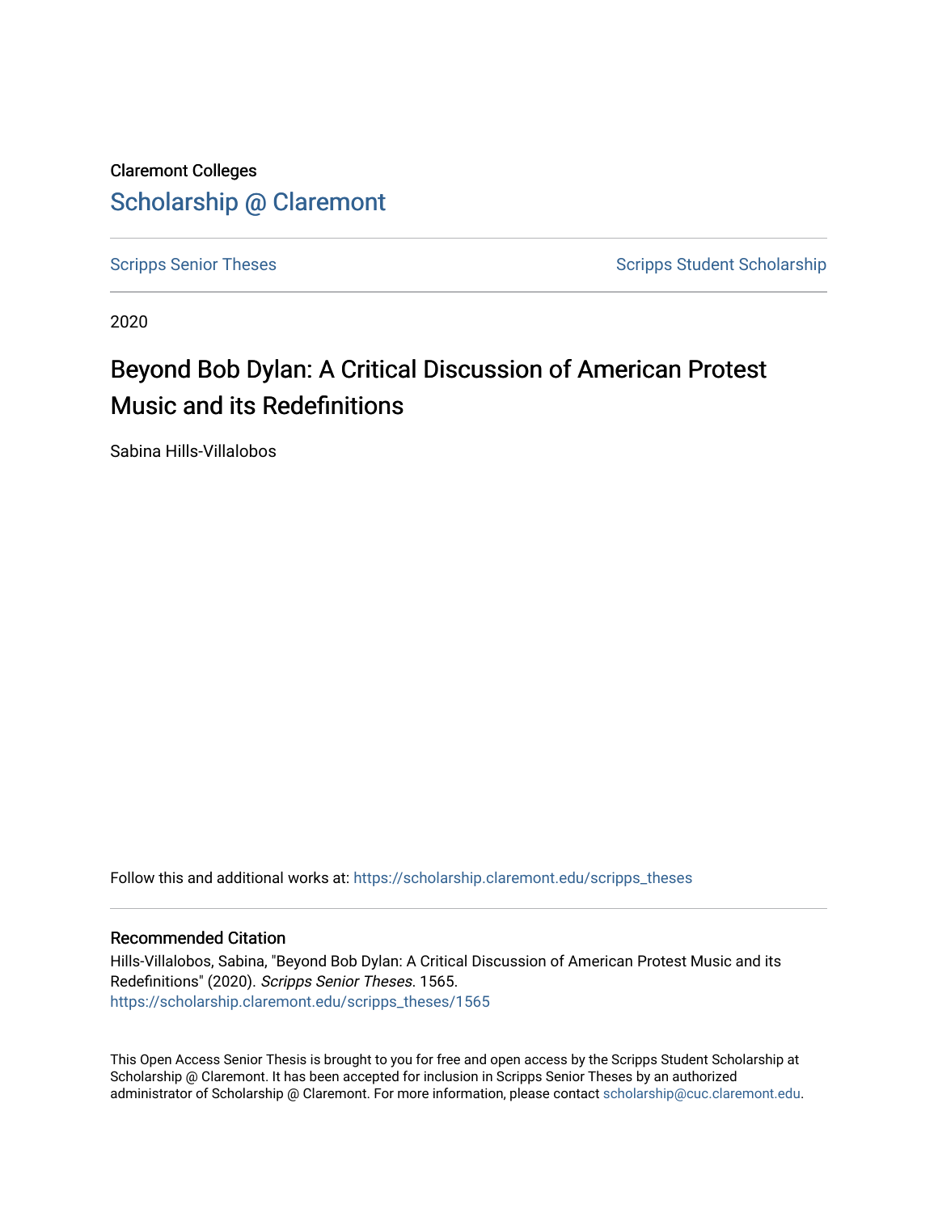Claremont Colleges

Scholarship @ Claremont

Scripps Senior Theses

Scripps Student Scholarship

2020

# Beyond Bob Dylan: A Critical Discussion of American Protest Music and its Redefinitions

Sabina Hills-Villalobos

Follow this and additional works at: https://scholarship.claremont.edu/scripps_theses

## Recommended Citation

Hills-Villalobos, Sabina, "Beyond Bob Dylan: A Critical Discussion of American Protest Music and its Redefinitions" (2020). *Scripps Senior Theses*. 1565.
https://scholarship.claremont.edu/scripps_theses/1565

This Open Access Senior Thesis is brought to you for free and open access by the Scripps Student Scholarship at Scholarship @ Claremont. It has been accepted for inclusion in Scripps Senior Theses by an authorized administrator of Scholarship @ Claremont. For more information, please contact scholarship@cuc.claremont.edu.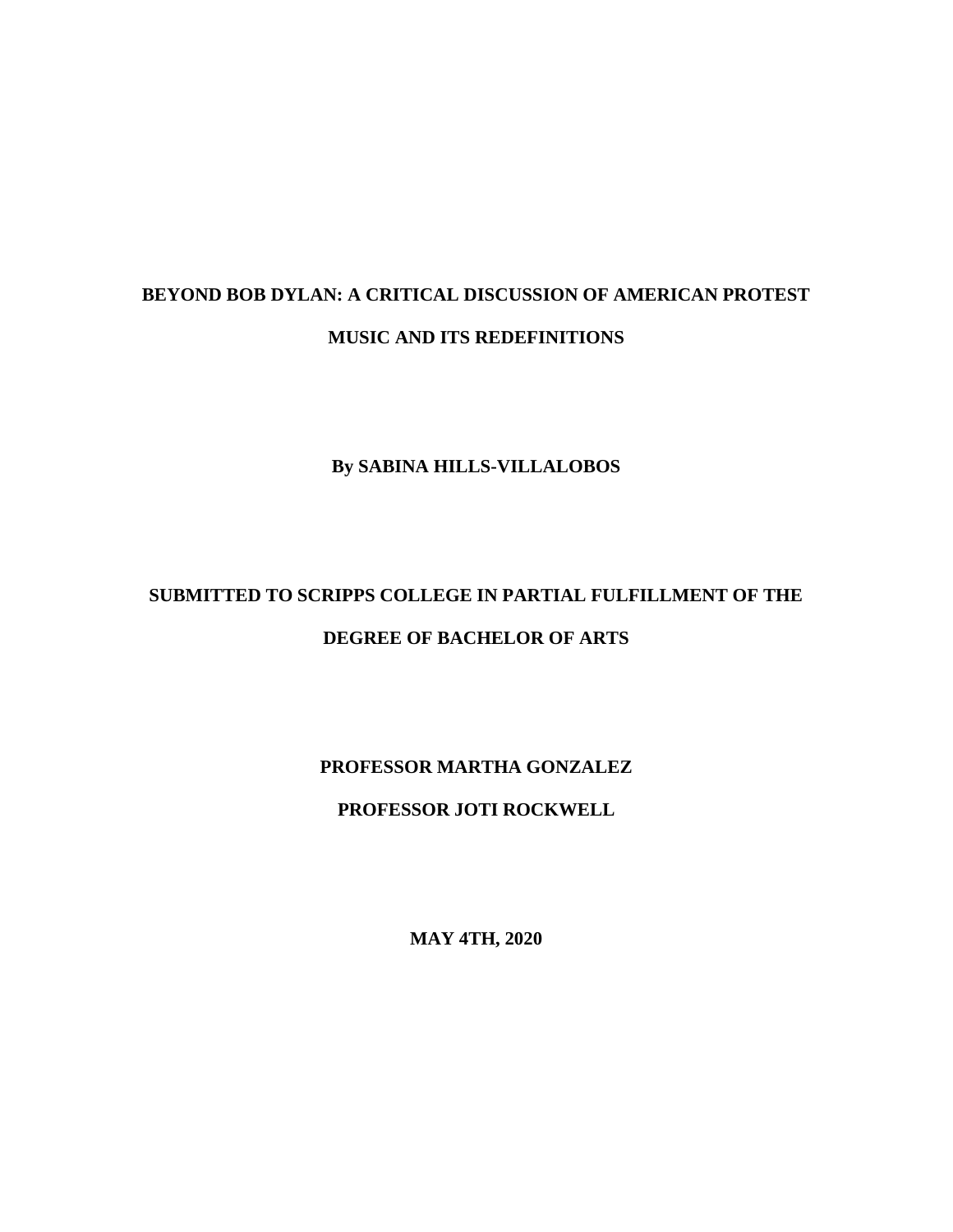# BEYOND BOB DYLAN: A CRITICAL DISCUSSION OF AMERICAN PROTEST MUSIC AND ITS REDEFINITIONS

**By SABINA HILLS-VILLALOBOS**

**SUBMITTED TO SCRIPPS COLLEGE IN PARTIAL FULFILLMENT OF THE DEGREE OF BACHELOR OF ARTS**

**PROFESSOR MARTHA GONZALEZ**

**PROFESSOR JOTI ROCKWELL**

**MAY 4TH, 2020**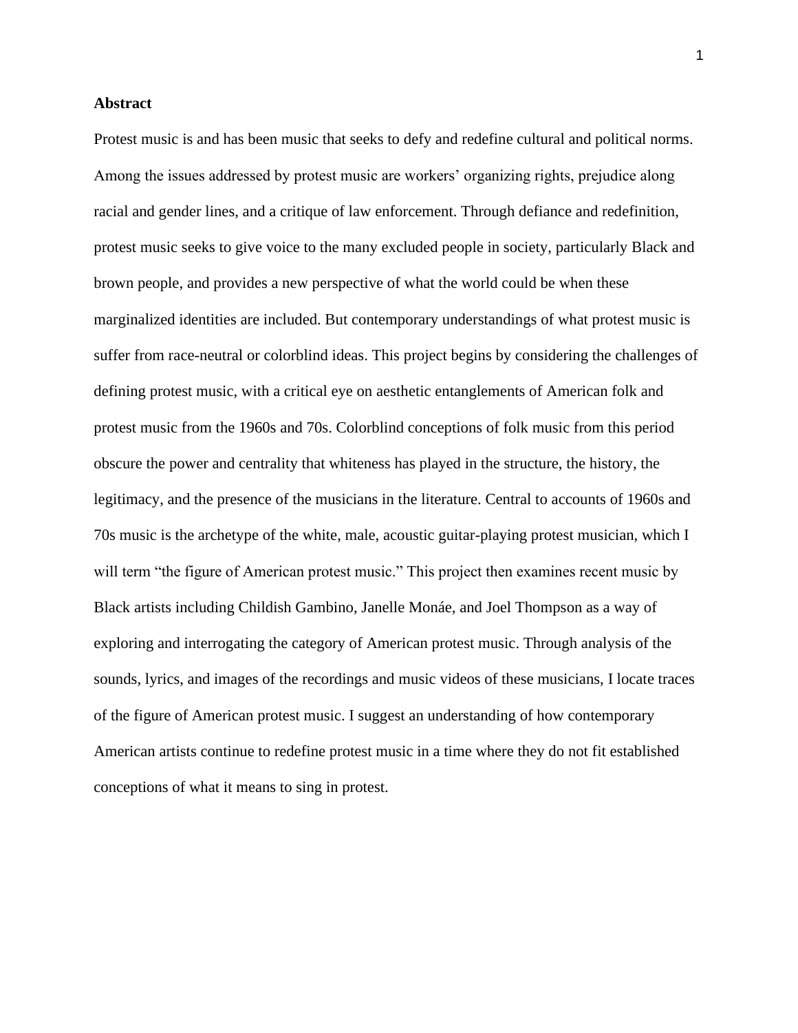## Abstract

Protest music is and has been music that seeks to defy and redefine cultural and political norms. Among the issues addressed by protest music are workers' organizing rights, prejudice along racial and gender lines, and a critique of law enforcement. Through defiance and redefinition, protest music seeks to give voice to the many excluded people in society, particularly Black and brown people, and provides a new perspective of what the world could be when these marginalized identities are included. But contemporary understandings of what protest music is suffer from race-neutral or colorblind ideas. This project begins by considering the challenges of defining protest music, with a critical eye on aesthetic entanglements of American folk and protest music from the 1960s and 70s. Colorblind conceptions of folk music from this period obscure the power and centrality that whiteness has played in the structure, the history, the legitimacy, and the presence of the musicians in the literature. Central to accounts of 1960s and 70s music is the archetype of the white, male, acoustic guitar-playing protest musician, which I will term "the figure of American protest music." This project then examines recent music by Black artists including Childish Gambino, Janelle Monáe, and Joel Thompson as a way of exploring and interrogating the category of American protest music. Through analysis of the sounds, lyrics, and images of the recordings and music videos of these musicians, I locate traces of the figure of American protest music. I suggest an understanding of how contemporary American artists continue to redefine protest music in a time where they do not fit established conceptions of what it means to sing in protest.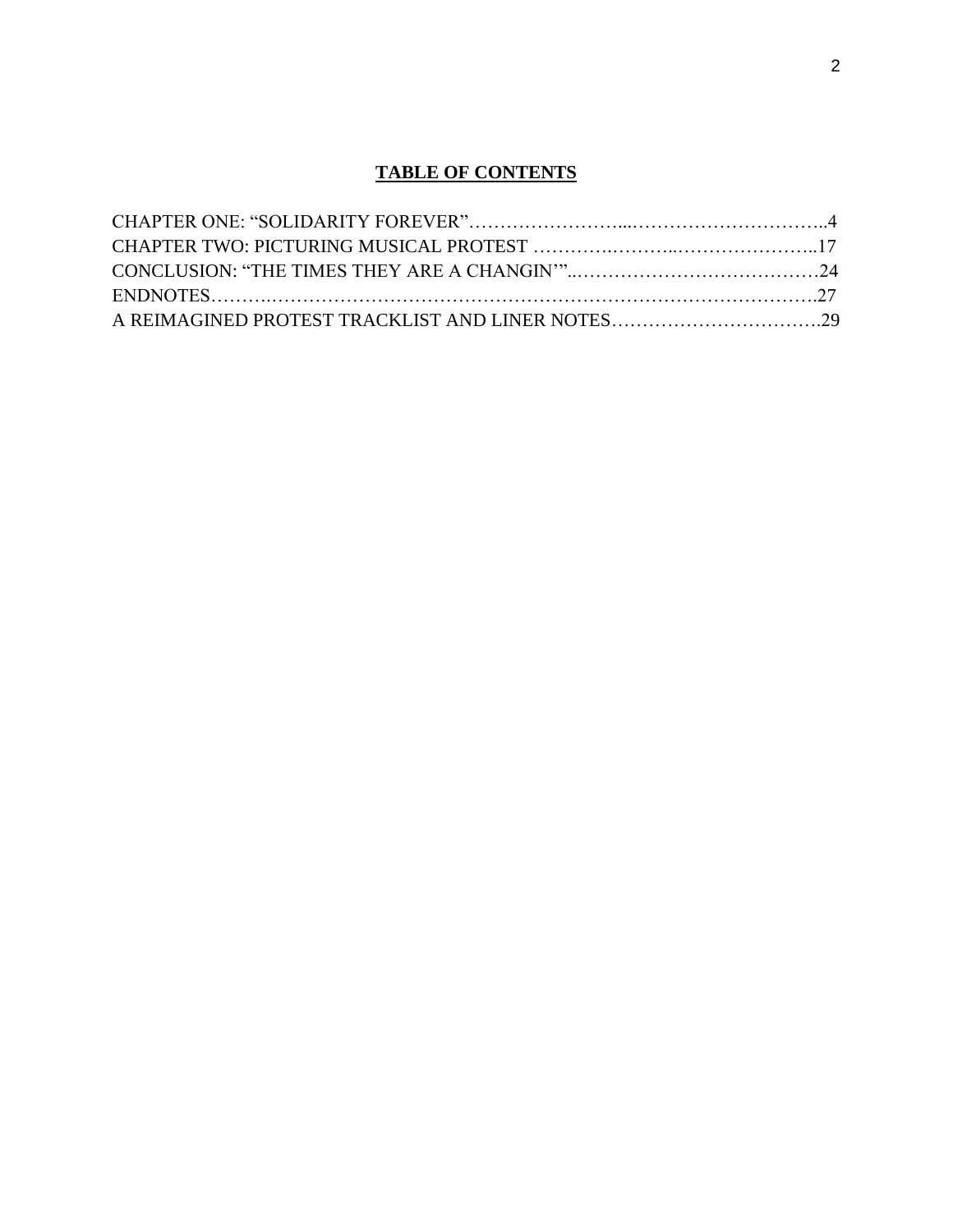# TABLE OF CONTENTS

CHAPTER ONE: “SOLIDARITY FOREVER”……………………...…………………………..4
CHAPTER TWO: PICTURING MUSICAL PROTEST …………..………..…………………..17
CONCLUSION: “THE TIMES THEY ARE A CHANGIN’”..…………………………………24
ENDNOTES……….…………………………………………………………………………..27
A REIMAGINED PROTEST TRACKLIST AND LINER NOTES…………………………….29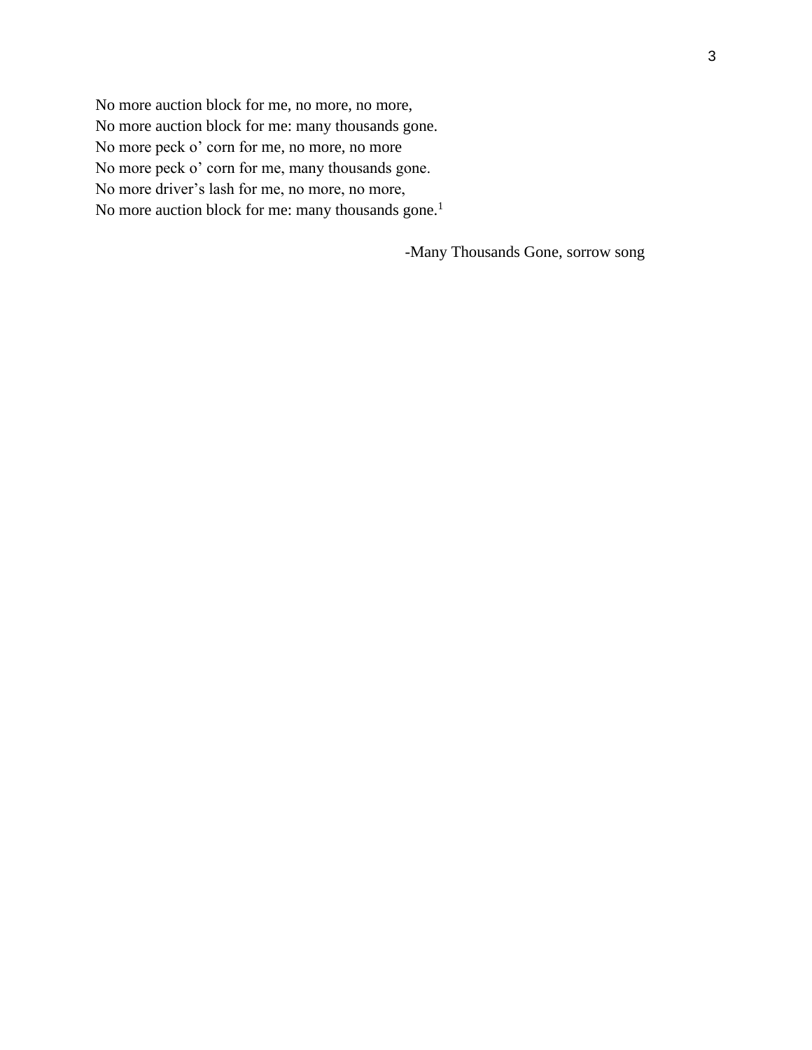No more auction block for me, no more, no more,  
No more auction block for me: many thousands gone.  
No more peck o' corn for me, no more, no more  
No more peck o' corn for me, many thousands gone.  
No more driver's lash for me, no more, no more,  
No more auction block for me: many thousands gone.[1]

-Many Thousands Gone, sorrow song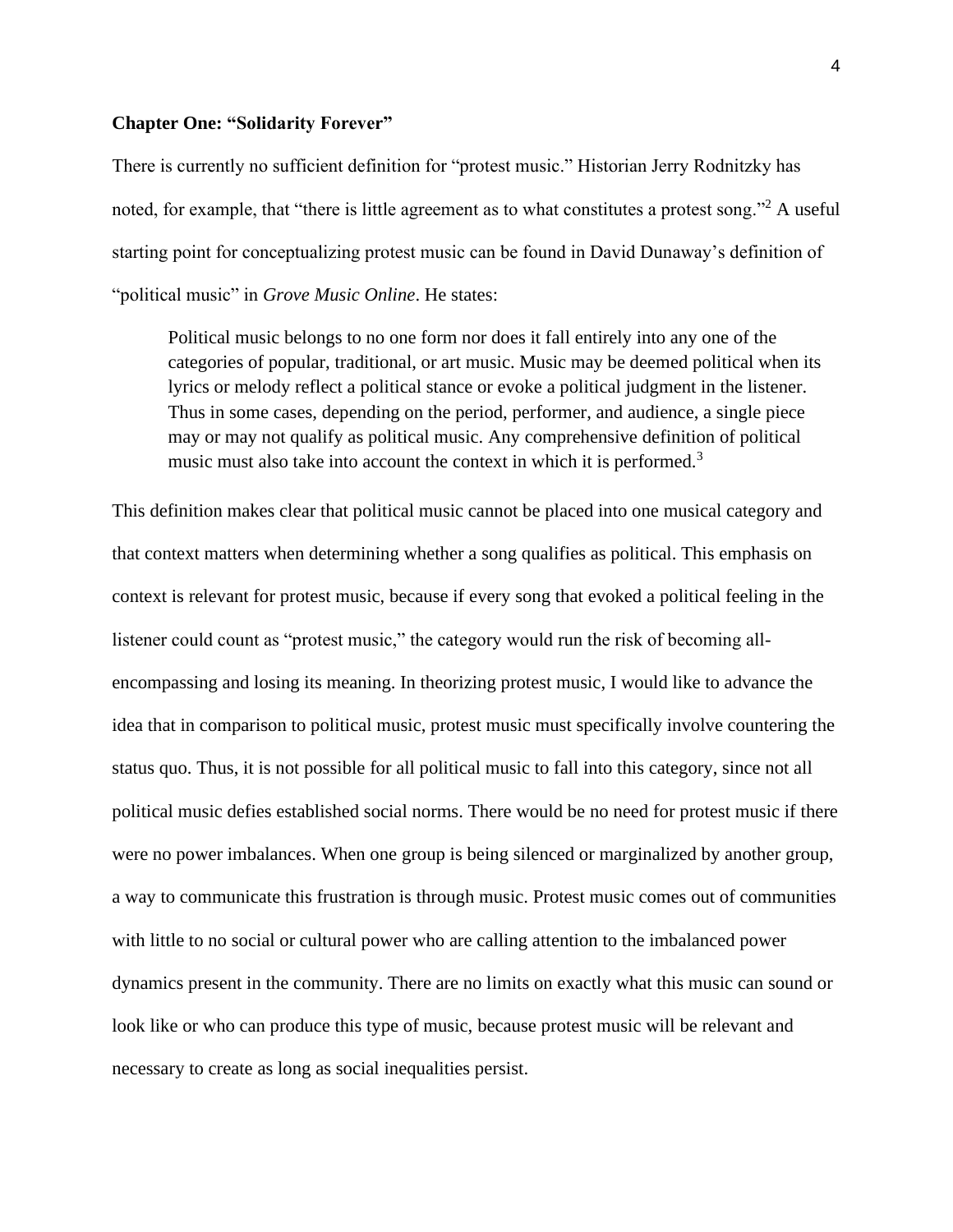## Chapter One: "Solidarity Forever"

There is currently no sufficient definition for "protest music." Historian Jerry Rodnitzky has noted, for example, that "there is little agreement as to what constitutes a protest song."[2] A useful starting point for conceptualizing protest music can be found in David Dunaway's definition of "political music" in *Grove Music Online*. He states:

> Political music belongs to no one form nor does it fall entirely into any one of the categories of popular, traditional, or art music. Music may be deemed political when its lyrics or melody reflect a political stance or evoke a political judgment in the listener. Thus in some cases, depending on the period, performer, and audience, a single piece may or may not qualify as political music. Any comprehensive definition of political music must also take into account the context in which it is performed.[3]

This definition makes clear that political music cannot be placed into one musical category and that context matters when determining whether a song qualifies as political. This emphasis on context is relevant for protest music, because if every song that evoked a political feeling in the listener could count as "protest music," the category would run the risk of becoming all-encompassing and losing its meaning. In theorizing protest music, I would like to advance the idea that in comparison to political music, protest music must specifically involve countering the status quo. Thus, it is not possible for all political music to fall into this category, since not all political music defies established social norms. There would be no need for protest music if there were no power imbalances. When one group is being silenced or marginalized by another group, a way to communicate this frustration is through music. Protest music comes out of communities with little to no social or cultural power who are calling attention to the imbalanced power dynamics present in the community. There are no limits on exactly what this music can sound or look like or who can produce this type of music, because protest music will be relevant and necessary to create as long as social inequalities persist.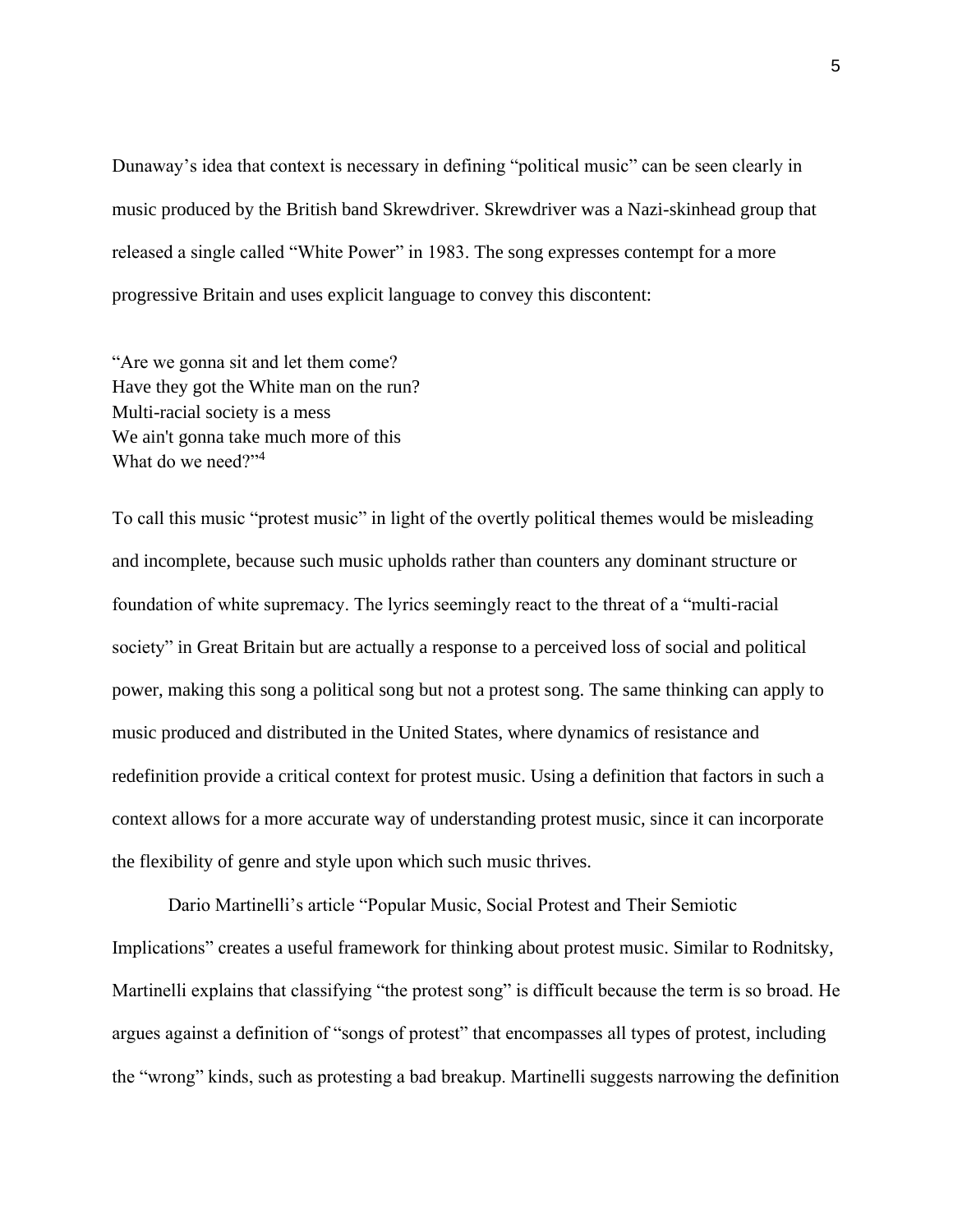Dunaway's idea that context is necessary in defining "political music" can be seen clearly in music produced by the British band Skrewdriver. Skrewdriver was a Nazi-skinhead group that released a single called "White Power" in 1983. The song expresses contempt for a more progressive Britain and uses explicit language to convey this discontent:

"Are we gonna sit and let them come?  
Have they got the White man on the run?  
Multi-racial society is a mess  
We ain't gonna take much more of this  
What do we need?"[4]

To call this music "protest music" in light of the overtly political themes would be misleading and incomplete, because such music upholds rather than counters any dominant structure or foundation of white supremacy. The lyrics seemingly react to the threat of a "multi-racial society" in Great Britain but are actually a response to a perceived loss of social and political power, making this song a political song but not a protest song. The same thinking can apply to music produced and distributed in the United States, where dynamics of resistance and redefinition provide a critical context for protest music. Using a definition that factors in such a context allows for a more accurate way of understanding protest music, since it can incorporate the flexibility of genre and style upon which such music thrives.

Dario Martinelli's article "Popular Music, Social Protest and Their Semiotic Implications" creates a useful framework for thinking about protest music. Similar to Rodnitsky, Martinelli explains that classifying "the protest song" is difficult because the term is so broad. He argues against a definition of "songs of protest" that encompasses all types of protest, including the "wrong" kinds, such as protesting a bad breakup. Martinelli suggests narrowing the definition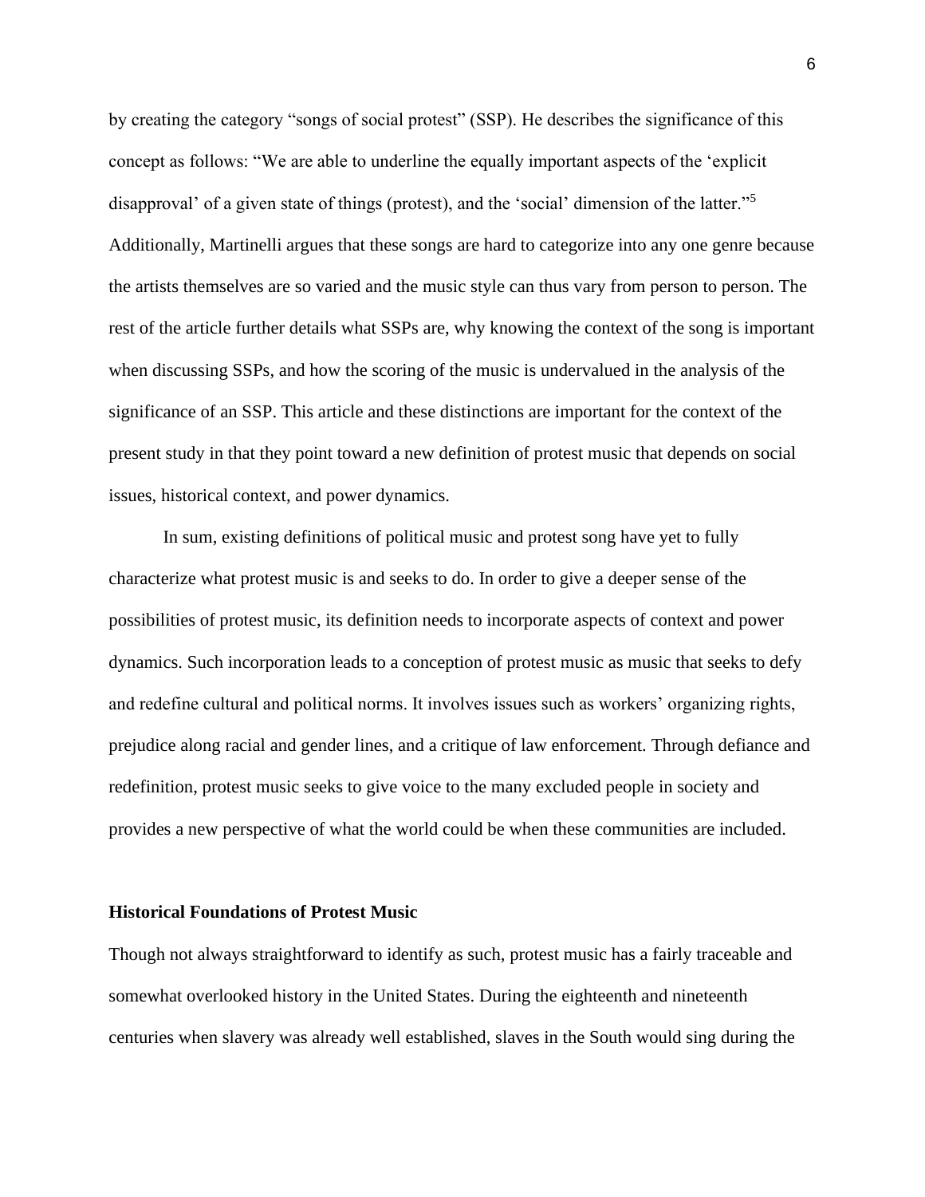by creating the category "songs of social protest" (SSP). He describes the significance of this concept as follows: "We are able to underline the equally important aspects of the 'explicit disapproval' of a given state of things (protest), and the 'social' dimension of the latter."[5] Additionally, Martinelli argues that these songs are hard to categorize into any one genre because the artists themselves are so varied and the music style can thus vary from person to person. The rest of the article further details what SSPs are, why knowing the context of the song is important when discussing SSPs, and how the scoring of the music is undervalued in the analysis of the significance of an SSP. This article and these distinctions are important for the context of the present study in that they point toward a new definition of protest music that depends on social issues, historical context, and power dynamics.

In sum, existing definitions of political music and protest song have yet to fully characterize what protest music is and seeks to do. In order to give a deeper sense of the possibilities of protest music, its definition needs to incorporate aspects of context and power dynamics. Such incorporation leads to a conception of protest music as music that seeks to defy and redefine cultural and political norms. It involves issues such as workers' organizing rights, prejudice along racial and gender lines, and a critique of law enforcement. Through defiance and redefinition, protest music seeks to give voice to the many excluded people in society and provides a new perspective of what the world could be when these communities are included.

**Historical Foundations of Protest Music**

Though not always straightforward to identify as such, protest music has a fairly traceable and somewhat overlooked history in the United States. During the eighteenth and nineteenth centuries when slavery was already well established, slaves in the South would sing during the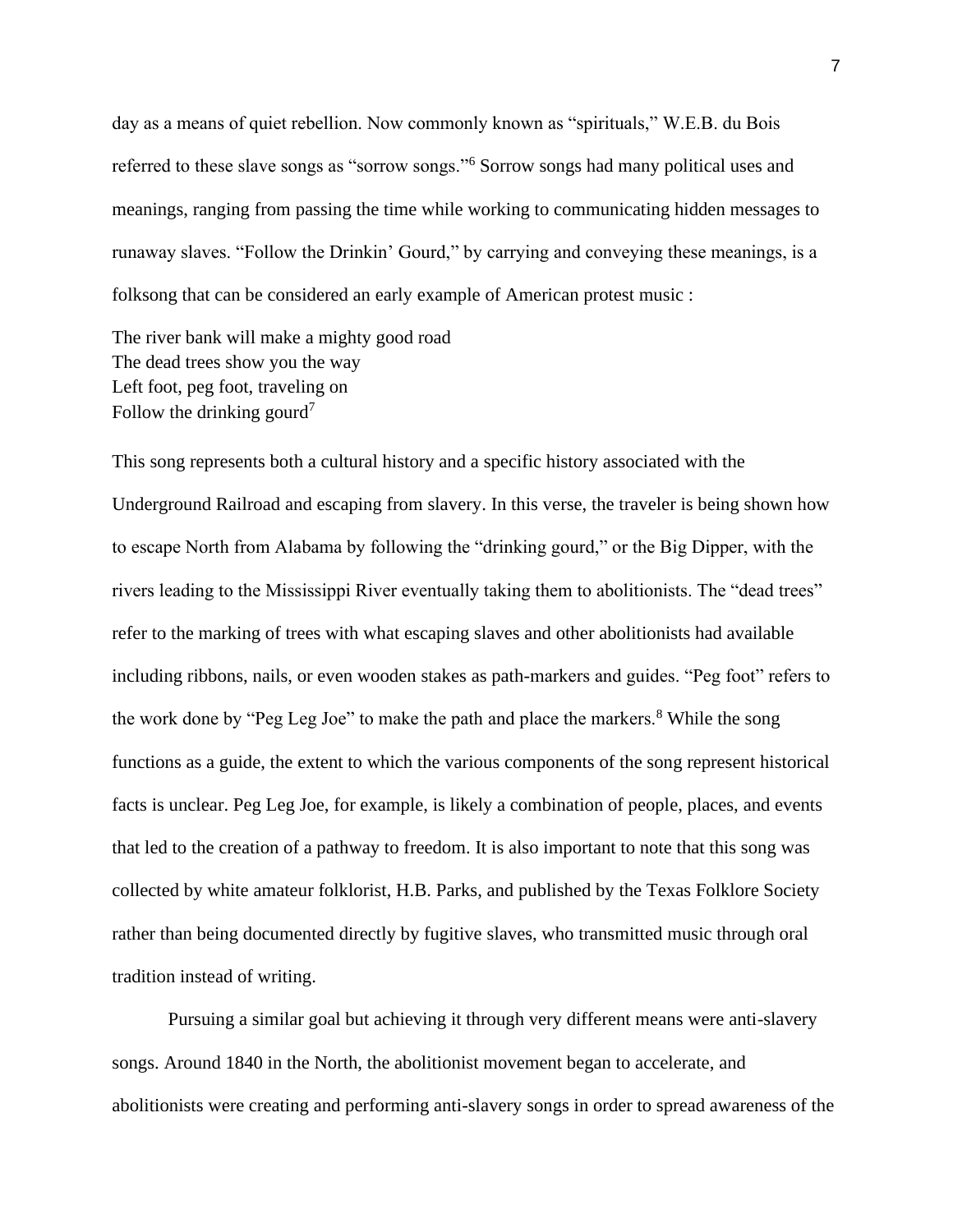day as a means of quiet rebellion. Now commonly known as "spirituals," W.E.B. du Bois referred to these slave songs as "sorrow songs."[6] Sorrow songs had many political uses and meanings, ranging from passing the time while working to communicating hidden messages to runaway slaves. "Follow the Drinkin' Gourd," by carrying and conveying these meanings, is a folksong that can be considered an early example of American protest music :

The river bank will make a mighty good road
The dead trees show you the way
Left foot, peg foot, traveling on
Follow the drinking gourd[7]

This song represents both a cultural history and a specific history associated with the Underground Railroad and escaping from slavery. In this verse, the traveler is being shown how to escape North from Alabama by following the "drinking gourd," or the Big Dipper, with the rivers leading to the Mississippi River eventually taking them to abolitionists. The "dead trees" refer to the marking of trees with what escaping slaves and other abolitionists had available including ribbons, nails, or even wooden stakes as path-markers and guides. "Peg foot" refers to the work done by "Peg Leg Joe" to make the path and place the markers.[8] While the song functions as a guide, the extent to which the various components of the song represent historical facts is unclear. Peg Leg Joe, for example, is likely a combination of people, places, and events that led to the creation of a pathway to freedom. It is also important to note that this song was collected by white amateur folklorist, H.B. Parks, and published by the Texas Folklore Society rather than being documented directly by fugitive slaves, who transmitted music through oral tradition instead of writing.

Pursuing a similar goal but achieving it through very different means were anti-slavery songs. Around 1840 in the North, the abolitionist movement began to accelerate, and abolitionists were creating and performing anti-slavery songs in order to spread awareness of the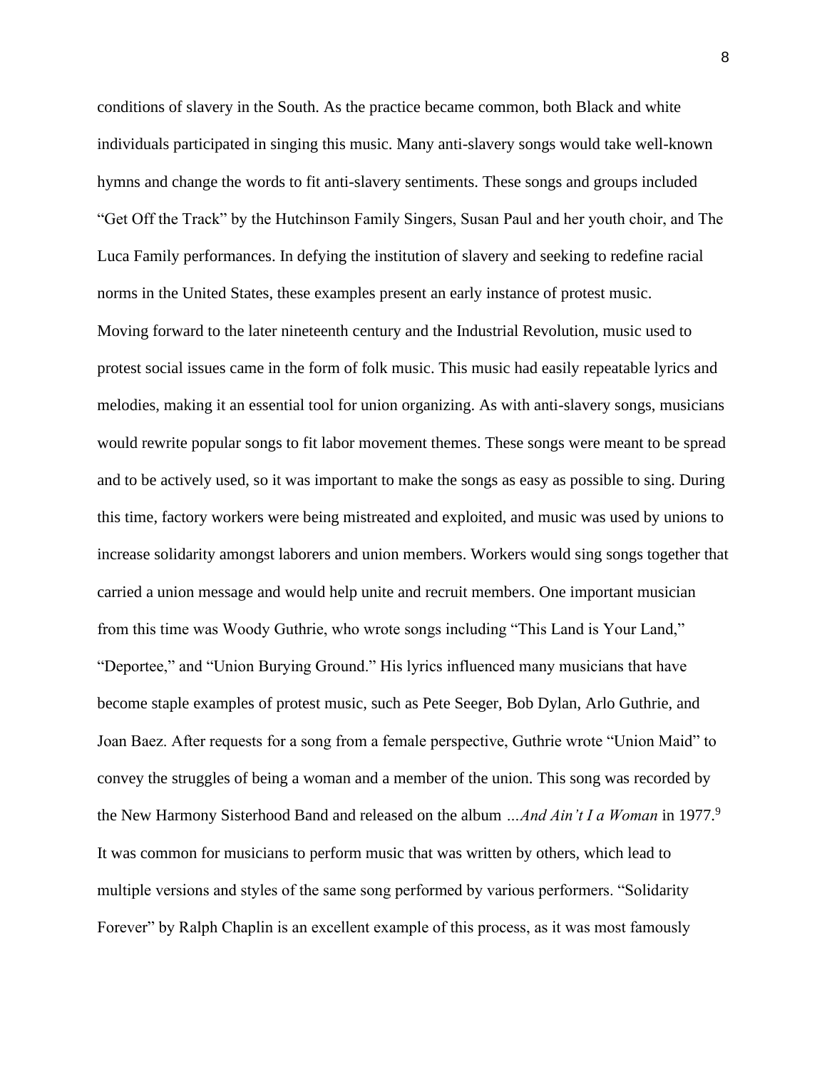conditions of slavery in the South. As the practice became common, both Black and white individuals participated in singing this music. Many anti-slavery songs would take well-known hymns and change the words to fit anti-slavery sentiments. These songs and groups included "Get Off the Track" by the Hutchinson Family Singers, Susan Paul and her youth choir, and The Luca Family performances. In defying the institution of slavery and seeking to redefine racial norms in the United States, these examples present an early instance of protest music.

Moving forward to the later nineteenth century and the Industrial Revolution, music used to protest social issues came in the form of folk music. This music had easily repeatable lyrics and melodies, making it an essential tool for union organizing. As with anti-slavery songs, musicians would rewrite popular songs to fit labor movement themes. These songs were meant to be spread and to be actively used, so it was important to make the songs as easy as possible to sing. During this time, factory workers were being mistreated and exploited, and music was used by unions to increase solidarity amongst laborers and union members. Workers would sing songs together that carried a union message and would help unite and recruit members. One important musician from this time was Woody Guthrie, who wrote songs including "This Land is Your Land," "Deportee," and "Union Burying Ground." His lyrics influenced many musicians that have become staple examples of protest music, such as Pete Seeger, Bob Dylan, Arlo Guthrie, and Joan Baez. After requests for a song from a female perspective, Guthrie wrote "Union Maid" to convey the struggles of being a woman and a member of the union. This song was recorded by the New Harmony Sisterhood Band and released on the album *...And Ain't I a Woman* in 1977.[9] It was common for musicians to perform music that was written by others, which lead to multiple versions and styles of the same song performed by various performers. "Solidarity Forever" by Ralph Chaplin is an excellent example of this process, as it was most famously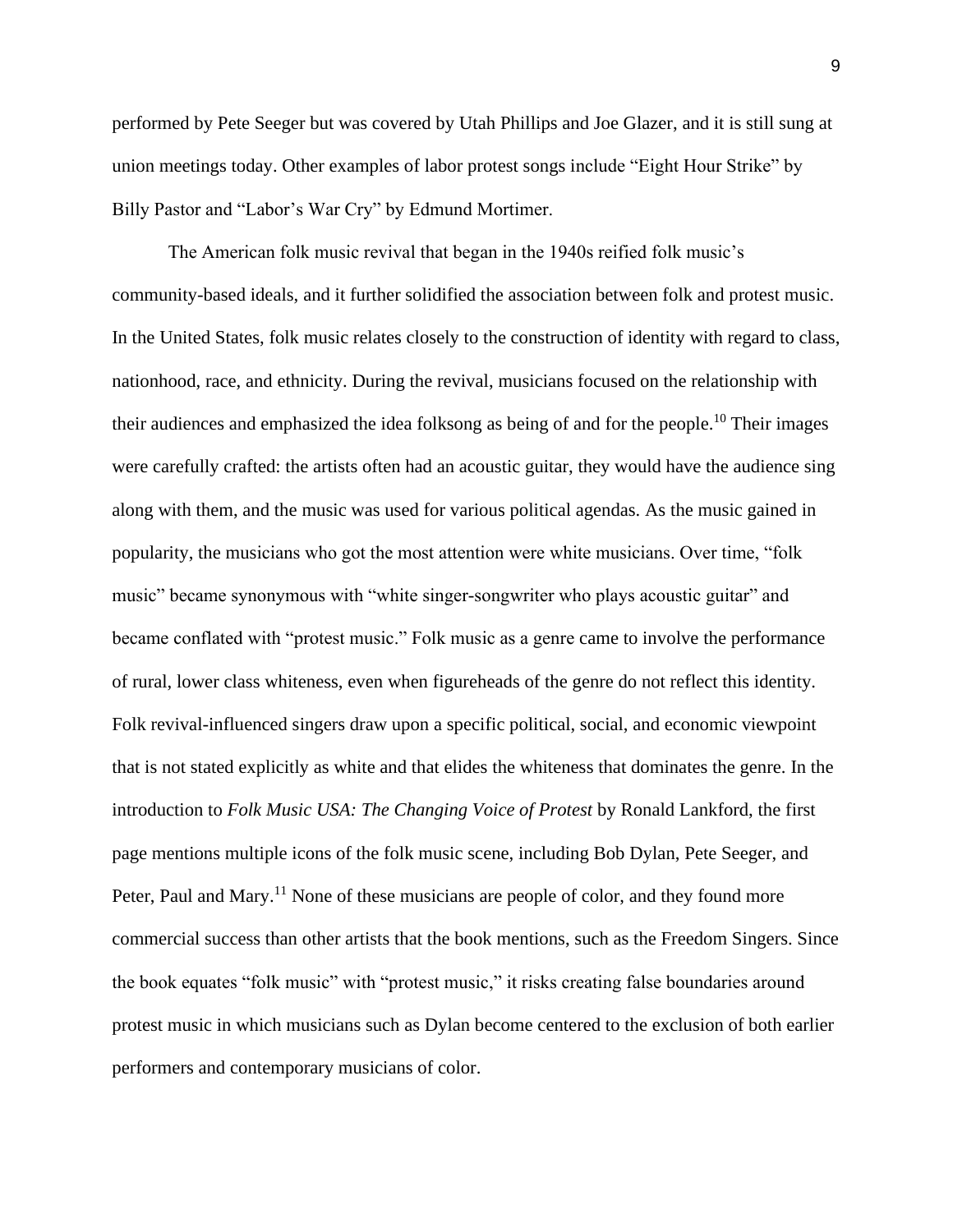performed by Pete Seeger but was covered by Utah Phillips and Joe Glazer, and it is still sung at union meetings today. Other examples of labor protest songs include "Eight Hour Strike" by Billy Pastor and "Labor's War Cry" by Edmund Mortimer.

The American folk music revival that began in the 1940s reified folk music's community-based ideals, and it further solidified the association between folk and protest music. In the United States, folk music relates closely to the construction of identity with regard to class, nationhood, race, and ethnicity. During the revival, musicians focused on the relationship with their audiences and emphasized the idea folksong as being of and for the people.[10] Their images were carefully crafted: the artists often had an acoustic guitar, they would have the audience sing along with them, and the music was used for various political agendas. As the music gained in popularity, the musicians who got the most attention were white musicians. Over time, "folk music" became synonymous with "white singer-songwriter who plays acoustic guitar" and became conflated with "protest music." Folk music as a genre came to involve the performance of rural, lower class whiteness, even when figureheads of the genre do not reflect this identity. Folk revival-influenced singers draw upon a specific political, social, and economic viewpoint that is not stated explicitly as white and that elides the whiteness that dominates the genre. In the introduction to *Folk Music USA: The Changing Voice of Protest* by Ronald Lankford, the first page mentions multiple icons of the folk music scene, including Bob Dylan, Pete Seeger, and Peter, Paul and Mary.[11] None of these musicians are people of color, and they found more commercial success than other artists that the book mentions, such as the Freedom Singers. Since the book equates "folk music" with "protest music," it risks creating false boundaries around protest music in which musicians such as Dylan become centered to the exclusion of both earlier performers and contemporary musicians of color.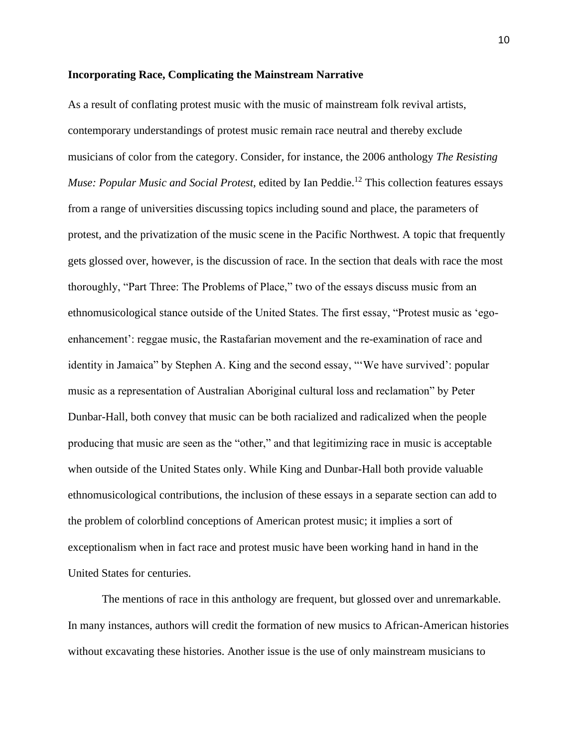**Incorporating Race, Complicating the Mainstream Narrative**

As a result of conflating protest music with the music of mainstream folk revival artists, contemporary understandings of protest music remain race neutral and thereby exclude musicians of color from the category. Consider, for instance, the 2006 anthology *The Resisting Muse: Popular Music and Social Protest,* edited by Ian Peddie.[12] This collection features essays from a range of universities discussing topics including sound and place, the parameters of protest, and the privatization of the music scene in the Pacific Northwest. A topic that frequently gets glossed over, however, is the discussion of race. In the section that deals with race the most thoroughly, "Part Three: The Problems of Place," two of the essays discuss music from an ethnomusicological stance outside of the United States. The first essay, "Protest music as 'ego-enhancement': reggae music, the Rastafarian movement and the re-examination of race and identity in Jamaica" by Stephen A. King and the second essay, "'We have survived': popular music as a representation of Australian Aboriginal cultural loss and reclamation" by Peter Dunbar-Hall, both convey that music can be both racialized and radicalized when the people producing that music are seen as the "other," and that legitimizing race in music is acceptable when outside of the United States only. While King and Dunbar-Hall both provide valuable ethnomusicological contributions, the inclusion of these essays in a separate section can add to the problem of colorblind conceptions of American protest music; it implies a sort of exceptionalism when in fact race and protest music have been working hand in hand in the United States for centuries.

The mentions of race in this anthology are frequent, but glossed over and unremarkable. In many instances, authors will credit the formation of new musics to African-American histories without excavating these histories. Another issue is the use of only mainstream musicians to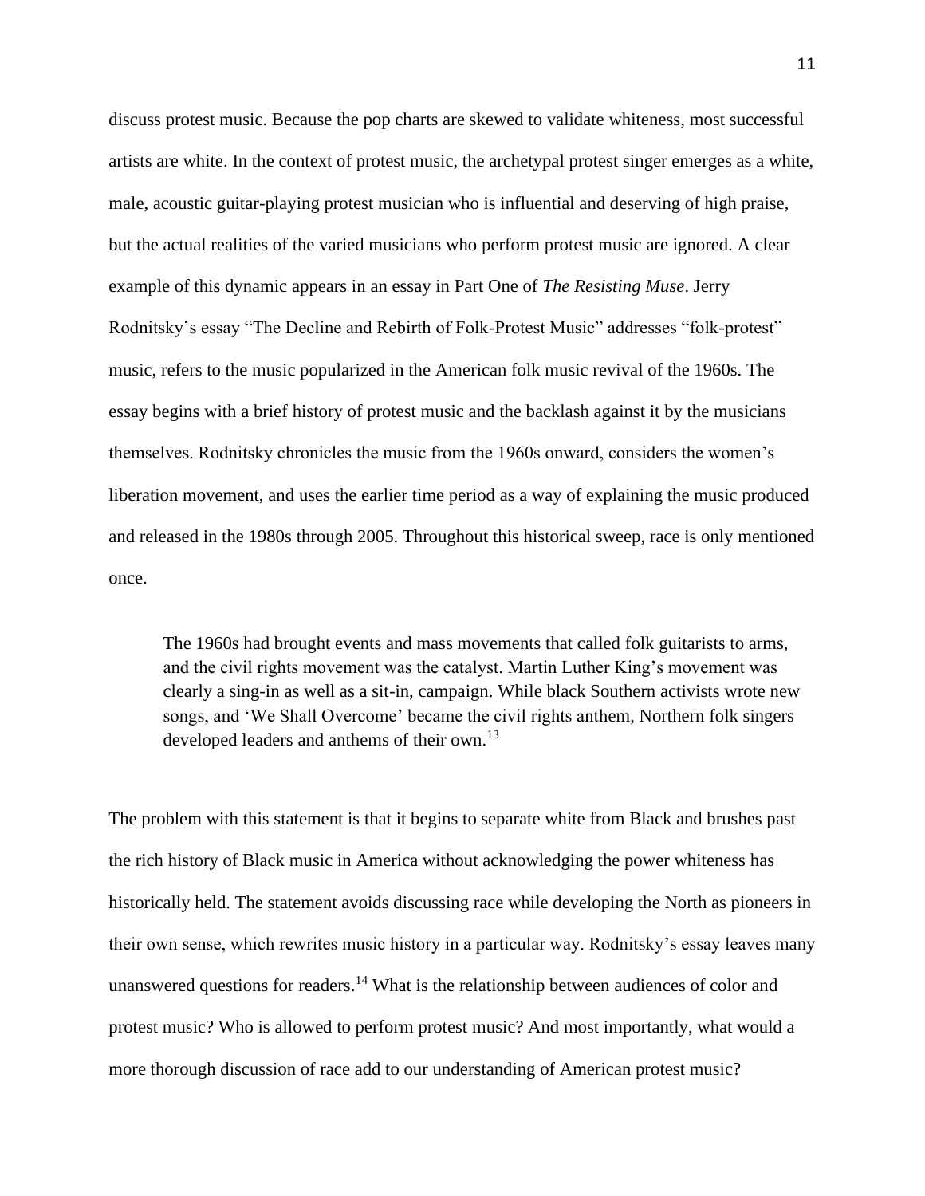discuss protest music. Because the pop charts are skewed to validate whiteness, most successful artists are white. In the context of protest music, the archetypal protest singer emerges as a white, male, acoustic guitar-playing protest musician who is influential and deserving of high praise, but the actual realities of the varied musicians who perform protest music are ignored. A clear example of this dynamic appears in an essay in Part One of *The Resisting Muse*. Jerry Rodnitsky's essay "The Decline and Rebirth of Folk-Protest Music" addresses "folk-protest" music, refers to the music popularized in the American folk music revival of the 1960s. The essay begins with a brief history of protest music and the backlash against it by the musicians themselves. Rodnitsky chronicles the music from the 1960s onward, considers the women's liberation movement, and uses the earlier time period as a way of explaining the music produced and released in the 1980s through 2005. Throughout this historical sweep, race is only mentioned once.

> The 1960s had brought events and mass movements that called folk guitarists to arms, and the civil rights movement was the catalyst. Martin Luther King's movement was clearly a sing-in as well as a sit-in, campaign. While black Southern activists wrote new songs, and 'We Shall Overcome' became the civil rights anthem, Northern folk singers developed leaders and anthems of their own.[13]

The problem with this statement is that it begins to separate white from Black and brushes past the rich history of Black music in America without acknowledging the power whiteness has historically held. The statement avoids discussing race while developing the North as pioneers in their own sense, which rewrites music history in a particular way. Rodnitsky's essay leaves many unanswered questions for readers.[14] What is the relationship between audiences of color and protest music? Who is allowed to perform protest music? And most importantly, what would a more thorough discussion of race add to our understanding of American protest music?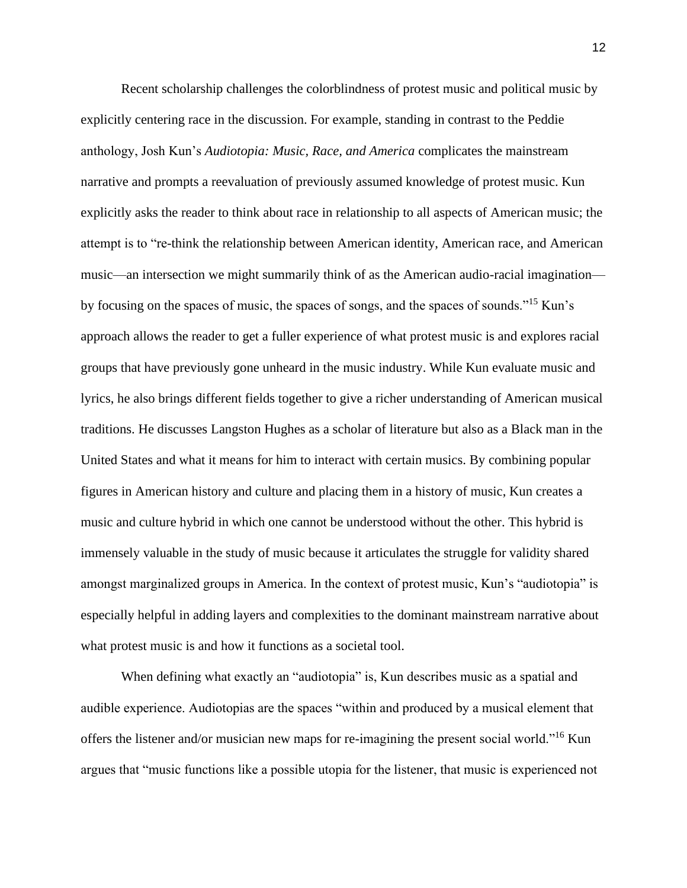Recent scholarship challenges the colorblindness of protest music and political music by explicitly centering race in the discussion. For example, standing in contrast to the Peddie anthology, Josh Kun's *Audiotopia: Music, Race, and America* complicates the mainstream narrative and prompts a reevaluation of previously assumed knowledge of protest music. Kun explicitly asks the reader to think about race in relationship to all aspects of American music; the attempt is to "re-think the relationship between American identity, American race, and American music—an intersection we might summarily think of as the American audio-racial imagination—by focusing on the spaces of music, the spaces of songs, and the spaces of sounds."[15] Kun's approach allows the reader to get a fuller experience of what protest music is and explores racial groups that have previously gone unheard in the music industry. While Kun evaluate music and lyrics, he also brings different fields together to give a richer understanding of American musical traditions. He discusses Langston Hughes as a scholar of literature but also as a Black man in the United States and what it means for him to interact with certain musics. By combining popular figures in American history and culture and placing them in a history of music, Kun creates a music and culture hybrid in which one cannot be understood without the other. This hybrid is immensely valuable in the study of music because it articulates the struggle for validity shared amongst marginalized groups in America. In the context of protest music, Kun's "audiotopia" is especially helpful in adding layers and complexities to the dominant mainstream narrative about what protest music is and how it functions as a societal tool.

When defining what exactly an "audiotopia" is, Kun describes music as a spatial and audible experience. Audiotopias are the spaces "within and produced by a musical element that offers the listener and/or musician new maps for re-imagining the present social world."[16] Kun argues that "music functions like a possible utopia for the listener, that music is experienced not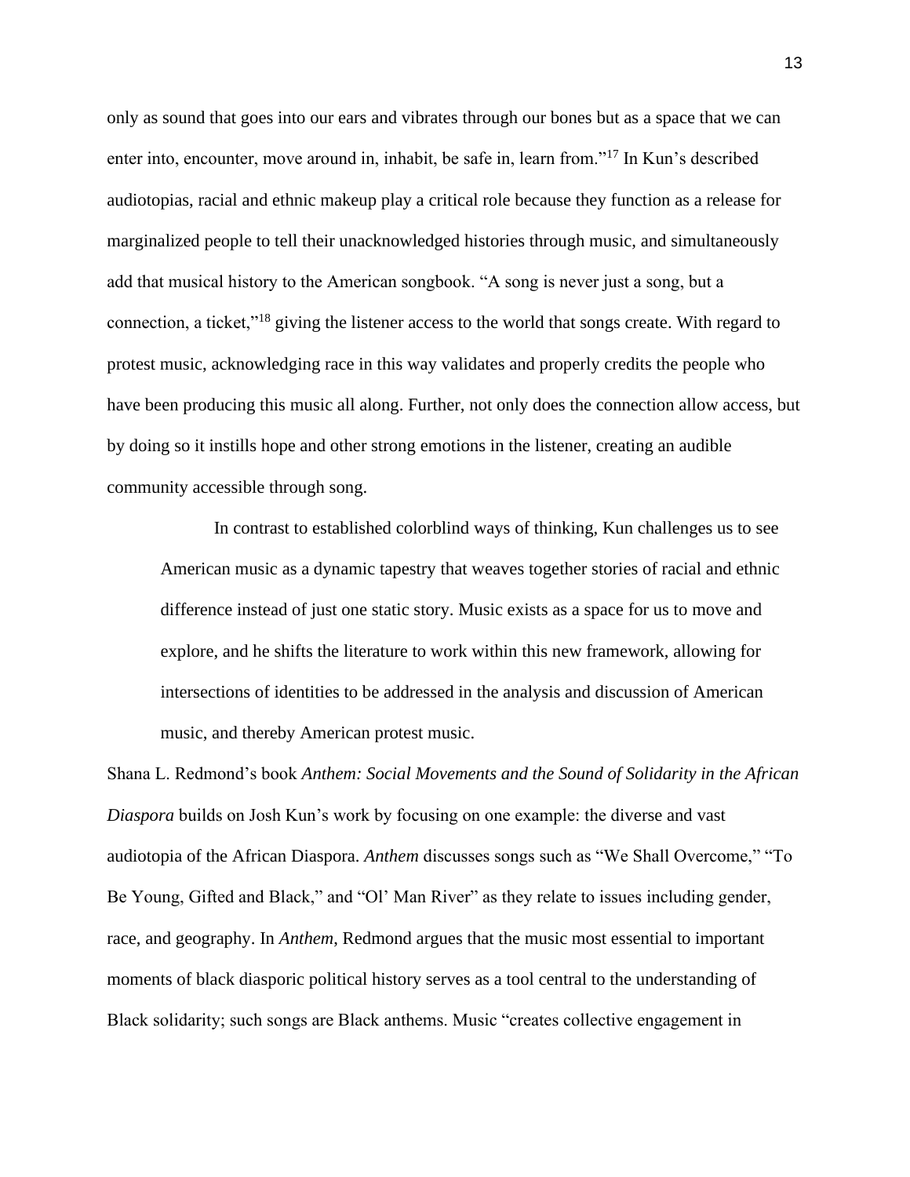only as sound that goes into our ears and vibrates through our bones but as a space that we can enter into, encounter, move around in, inhabit, be safe in, learn from."[17] In Kun's described audiotopias, racial and ethnic makeup play a critical role because they function as a release for marginalized people to tell their unacknowledged histories through music, and simultaneously add that musical history to the American songbook. "A song is never just a song, but a connection, a ticket,"[18] giving the listener access to the world that songs create. With regard to protest music, acknowledging race in this way validates and properly credits the people who have been producing this music all along. Further, not only does the connection allow access, but by doing so it instills hope and other strong emotions in the listener, creating an audible community accessible through song.

> In contrast to established colorblind ways of thinking, Kun challenges us to see American music as a dynamic tapestry that weaves together stories of racial and ethnic difference instead of just one static story. Music exists as a space for us to move and explore, and he shifts the literature to work within this new framework, allowing for intersections of identities to be addressed in the analysis and discussion of American music, and thereby American protest music.

Shana L. Redmond's book *Anthem: Social Movements and the Sound of Solidarity in the African Diaspora* builds on Josh Kun's work by focusing on one example: the diverse and vast audiotopia of the African Diaspora. *Anthem* discusses songs such as "We Shall Overcome," "To Be Young, Gifted and Black," and "Ol' Man River" as they relate to issues including gender, race, and geography. In *Anthem*, Redmond argues that the music most essential to important moments of black diasporic political history serves as a tool central to the understanding of Black solidarity; such songs are Black anthems. Music "creates collective engagement in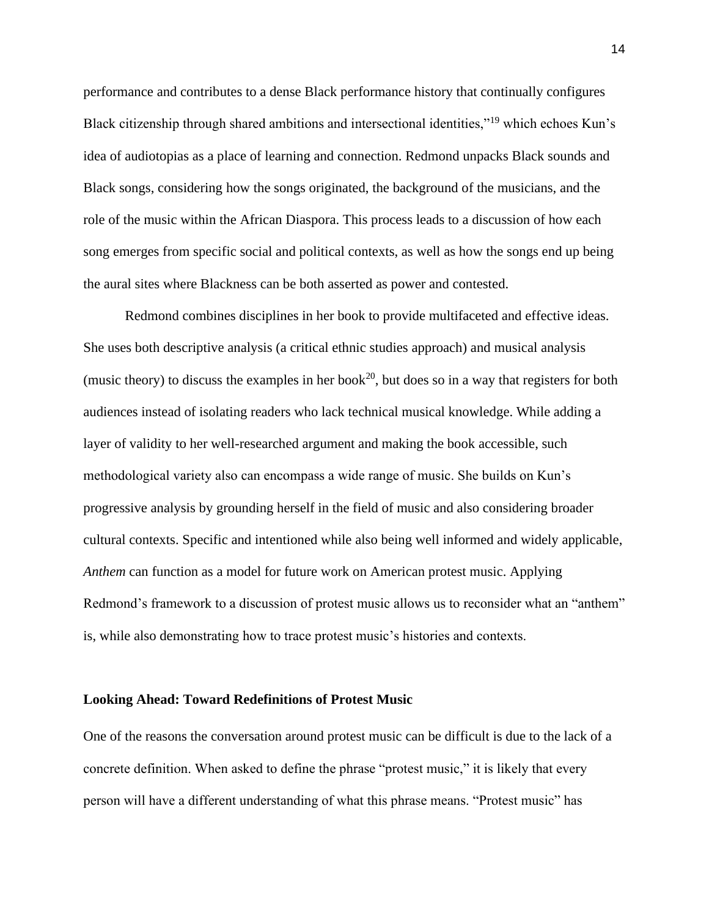performance and contributes to a dense Black performance history that continually configures Black citizenship through shared ambitions and intersectional identities,"[19] which echoes Kun's idea of audiotopias as a place of learning and connection. Redmond unpacks Black sounds and Black songs, considering how the songs originated, the background of the musicians, and the role of the music within the African Diaspora. This process leads to a discussion of how each song emerges from specific social and political contexts, as well as how the songs end up being the aural sites where Blackness can be both asserted as power and contested.

Redmond combines disciplines in her book to provide multifaceted and effective ideas. She uses both descriptive analysis (a critical ethnic studies approach) and musical analysis (music theory) to discuss the examples in her book[20], but does so in a way that registers for both audiences instead of isolating readers who lack technical musical knowledge. While adding a layer of validity to her well-researched argument and making the book accessible, such methodological variety also can encompass a wide range of music. She builds on Kun's progressive analysis by grounding herself in the field of music and also considering broader cultural contexts. Specific and intentioned while also being well informed and widely applicable, *Anthem* can function as a model for future work on American protest music. Applying Redmond's framework to a discussion of protest music allows us to reconsider what an "anthem" is, while also demonstrating how to trace protest music's histories and contexts.

### Looking Ahead: Toward Redefinitions of Protest Music

One of the reasons the conversation around protest music can be difficult is due to the lack of a concrete definition. When asked to define the phrase "protest music," it is likely that every person will have a different understanding of what this phrase means. "Protest music" has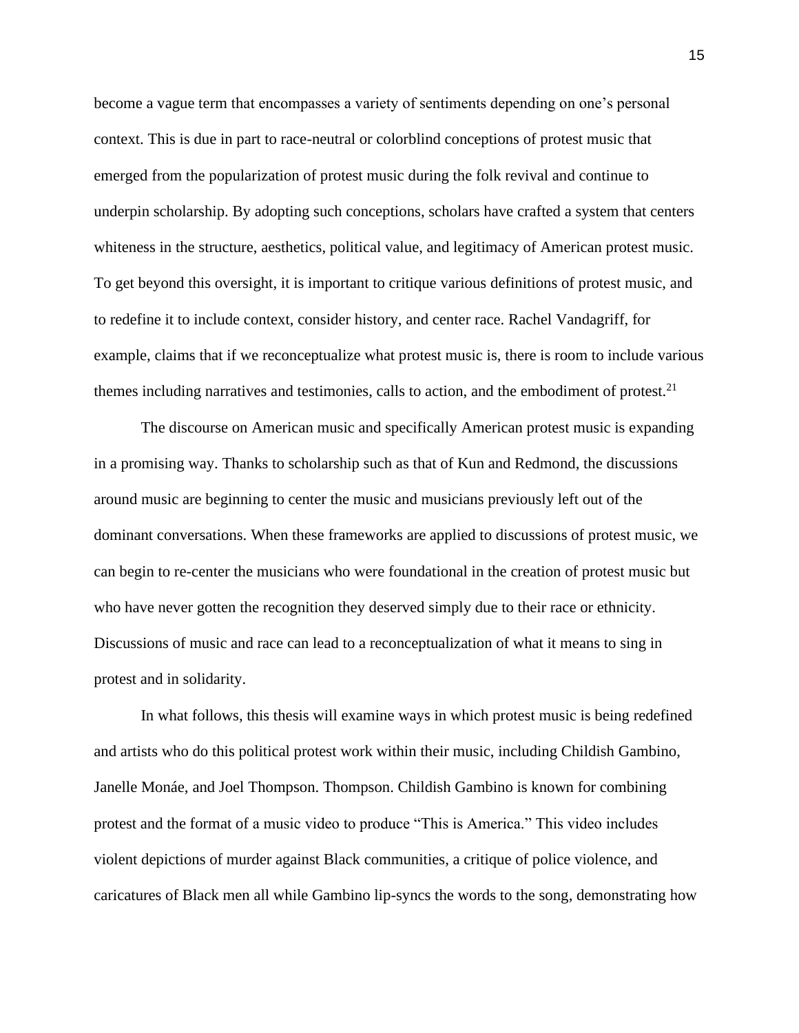become a vague term that encompasses a variety of sentiments depending on one's personal context. This is due in part to race-neutral or colorblind conceptions of protest music that emerged from the popularization of protest music during the folk revival and continue to underpin scholarship. By adopting such conceptions, scholars have crafted a system that centers whiteness in the structure, aesthetics, political value, and legitimacy of American protest music. To get beyond this oversight, it is important to critique various definitions of protest music, and to redefine it to include context, consider history, and center race. Rachel Vandagriff, for example, claims that if we reconceptualize what protest music is, there is room to include various themes including narratives and testimonies, calls to action, and the embodiment of protest.[21]

The discourse on American music and specifically American protest music is expanding in a promising way. Thanks to scholarship such as that of Kun and Redmond, the discussions around music are beginning to center the music and musicians previously left out of the dominant conversations. When these frameworks are applied to discussions of protest music, we can begin to re-center the musicians who were foundational in the creation of protest music but who have never gotten the recognition they deserved simply due to their race or ethnicity. Discussions of music and race can lead to a reconceptualization of what it means to sing in protest and in solidarity.

In what follows, this thesis will examine ways in which protest music is being redefined and artists who do this political protest work within their music, including Childish Gambino, Janelle Monáe, and Joel Thompson. Thompson. Childish Gambino is known for combining protest and the format of a music video to produce "This is America." This video includes violent depictions of murder against Black communities, a critique of police violence, and caricatures of Black men all while Gambino lip-syncs the words to the song, demonstrating how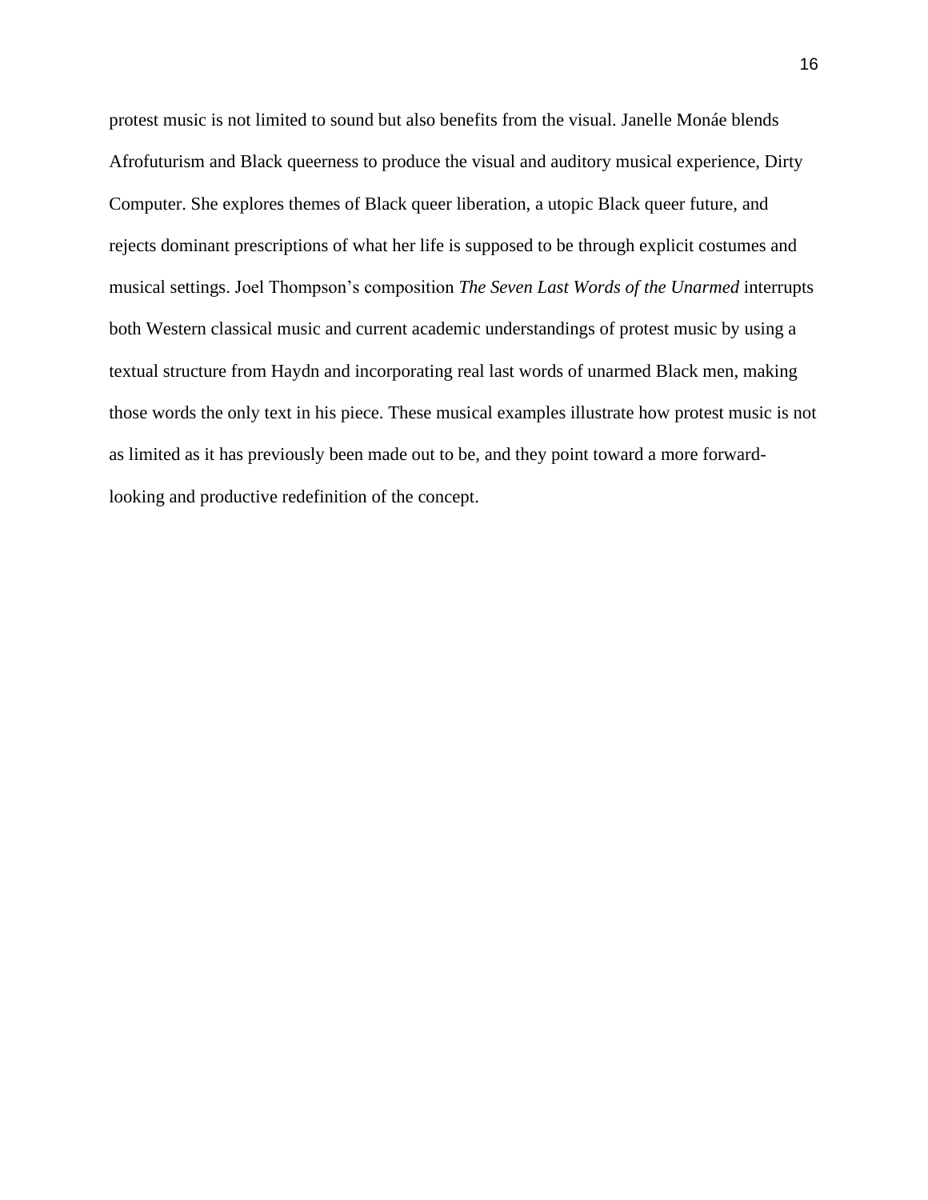protest music is not limited to sound but also benefits from the visual. Janelle Monáe blends Afrofuturism and Black queerness to produce the visual and auditory musical experience, Dirty Computer. She explores themes of Black queer liberation, a utopic Black queer future, and rejects dominant prescriptions of what her life is supposed to be through explicit costumes and musical settings. Joel Thompson's composition *The Seven Last Words of the Unarmed* interrupts both Western classical music and current academic understandings of protest music by using a textual structure from Haydn and incorporating real last words of unarmed Black men, making those words the only text in his piece. These musical examples illustrate how protest music is not as limited as it has previously been made out to be, and they point toward a more forward-looking and productive redefinition of the concept.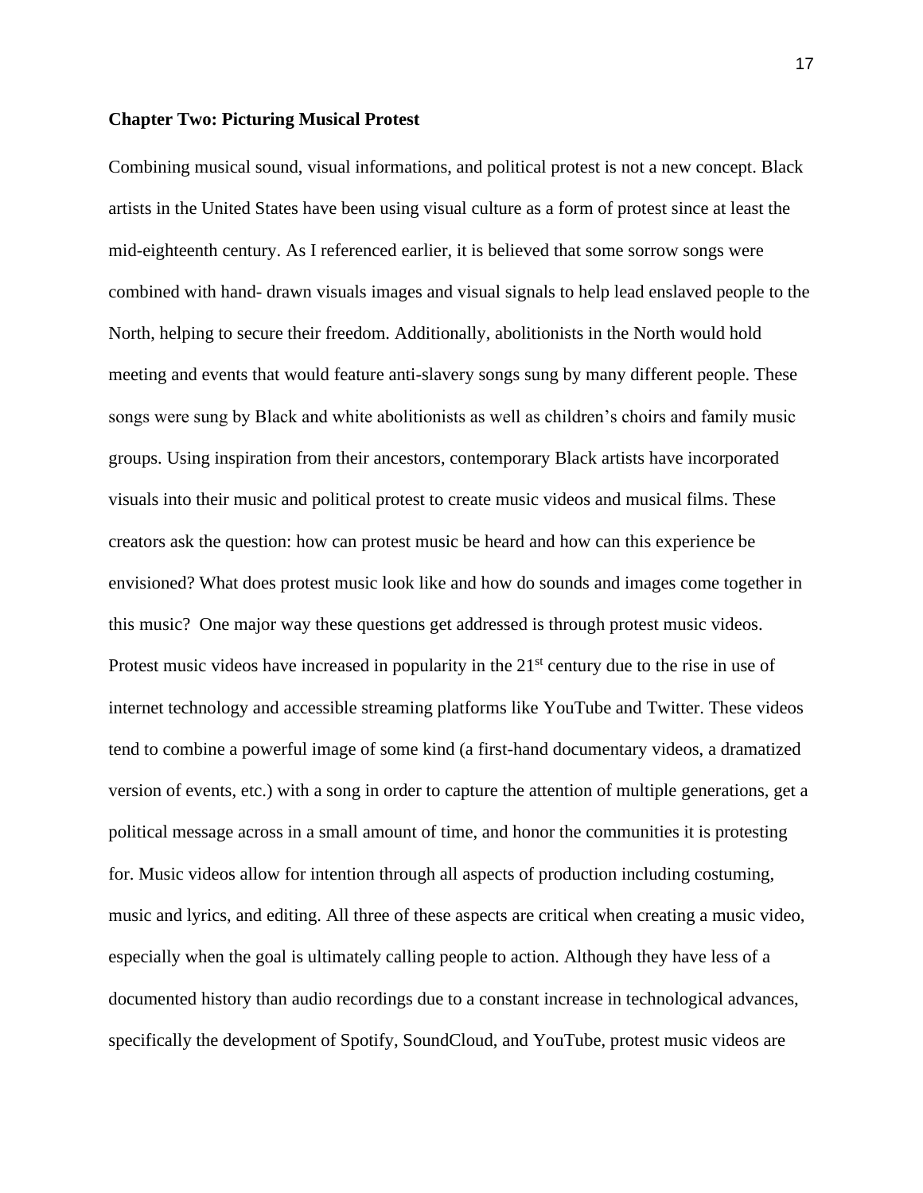**Chapter Two: Picturing Musical Protest**

Combining musical sound, visual informations, and political protest is not a new concept. Black artists in the United States have been using visual culture as a form of protest since at least the mid-eighteenth century. As I referenced earlier, it is believed that some sorrow songs were combined with hand- drawn visuals images and visual signals to help lead enslaved people to the North, helping to secure their freedom. Additionally, abolitionists in the North would hold meeting and events that would feature anti-slavery songs sung by many different people. These songs were sung by Black and white abolitionists as well as children's choirs and family music groups. Using inspiration from their ancestors, contemporary Black artists have incorporated visuals into their music and political protest to create music videos and musical films. These creators ask the question: how can protest music be heard and how can this experience be envisioned? What does protest music look like and how do sounds and images come together in this music? One major way these questions get addressed is through protest music videos. Protest music videos have increased in popularity in the 21st century due to the rise in use of internet technology and accessible streaming platforms like YouTube and Twitter. These videos tend to combine a powerful image of some kind (a first-hand documentary videos, a dramatized version of events, etc.) with a song in order to capture the attention of multiple generations, get a political message across in a small amount of time, and honor the communities it is protesting for. Music videos allow for intention through all aspects of production including costuming, music and lyrics, and editing. All three of these aspects are critical when creating a music video, especially when the goal is ultimately calling people to action. Although they have less of a documented history than audio recordings due to a constant increase in technological advances, specifically the development of Spotify, SoundCloud, and YouTube, protest music videos are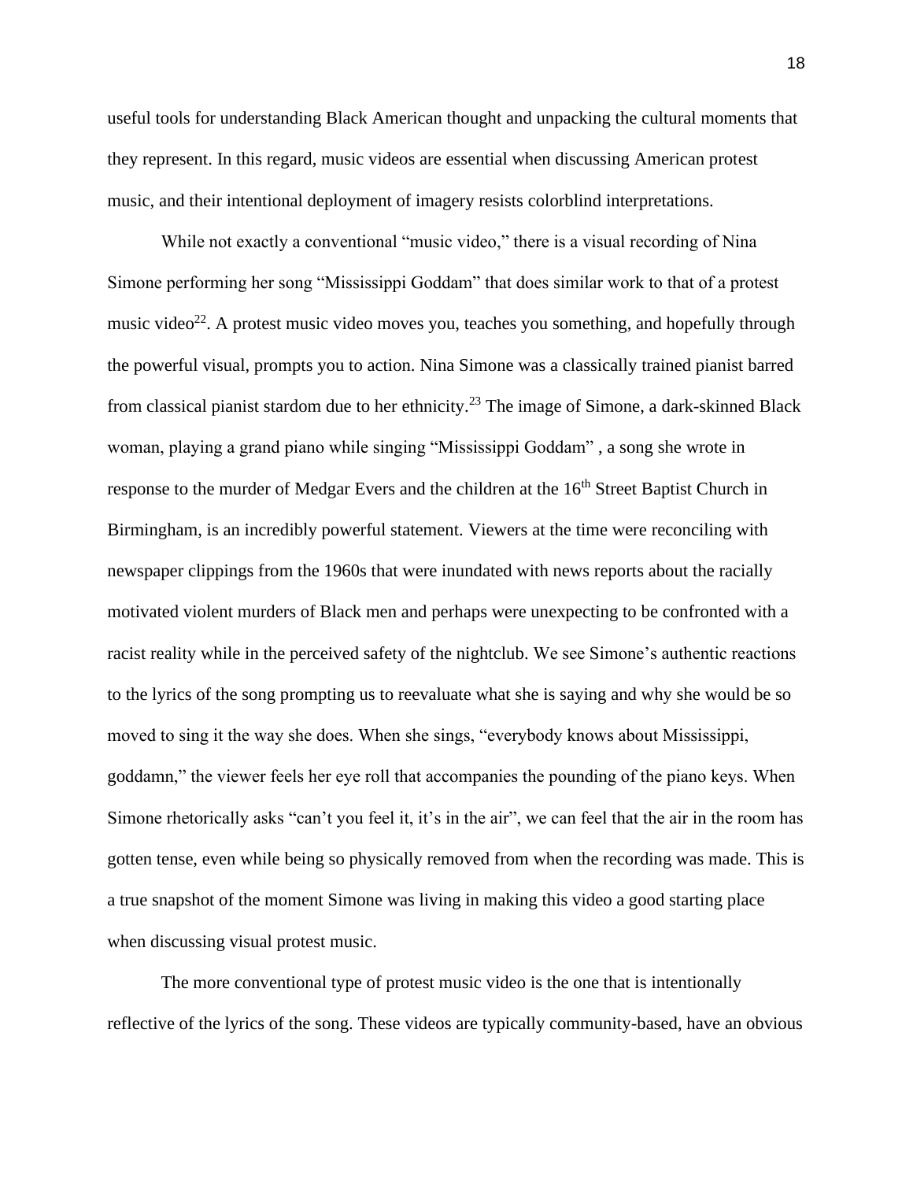useful tools for understanding Black American thought and unpacking the cultural moments that they represent. In this regard, music videos are essential when discussing American protest music, and their intentional deployment of imagery resists colorblind interpretations.

While not exactly a conventional "music video," there is a visual recording of Nina Simone performing her song "Mississippi Goddam" that does similar work to that of a protest music video[22]. A protest music video moves you, teaches you something, and hopefully through the powerful visual, prompts you to action. Nina Simone was a classically trained pianist barred from classical pianist stardom due to her ethnicity.[23] The image of Simone, a dark-skinned Black woman, playing a grand piano while singing "Mississippi Goddam" , a song she wrote in response to the murder of Medgar Evers and the children at the 16th Street Baptist Church in Birmingham, is an incredibly powerful statement. Viewers at the time were reconciling with newspaper clippings from the 1960s that were inundated with news reports about the racially motivated violent murders of Black men and perhaps were unexpecting to be confronted with a racist reality while in the perceived safety of the nightclub. We see Simone's authentic reactions to the lyrics of the song prompting us to reevaluate what she is saying and why she would be so moved to sing it the way she does. When she sings, "everybody knows about Mississippi, goddamn," the viewer feels her eye roll that accompanies the pounding of the piano keys. When Simone rhetorically asks "can't you feel it, it's in the air", we can feel that the air in the room has gotten tense, even while being so physically removed from when the recording was made. This is a true snapshot of the moment Simone was living in making this video a good starting place when discussing visual protest music.

The more conventional type of protest music video is the one that is intentionally reflective of the lyrics of the song. These videos are typically community-based, have an obvious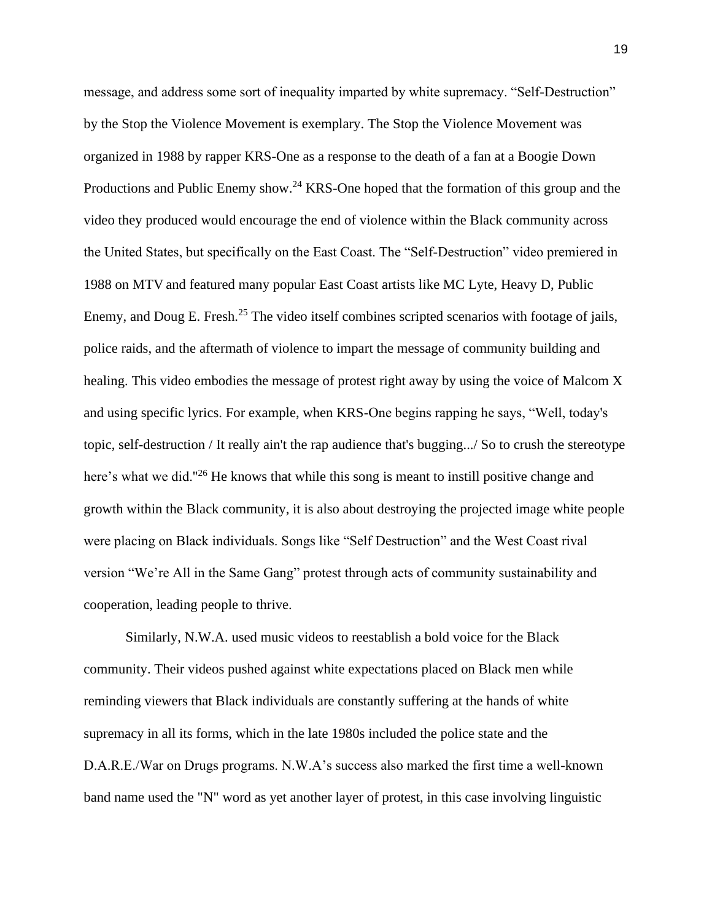message, and address some sort of inequality imparted by white supremacy. “Self-Destruction” by the Stop the Violence Movement is exemplary. The Stop the Violence Movement was organized in 1988 by rapper KRS-One as a response to the death of a fan at a Boogie Down Productions and Public Enemy show.[24] KRS-One hoped that the formation of this group and the video they produced would encourage the end of violence within the Black community across the United States, but specifically on the East Coast. The “Self-Destruction” video premiered in 1988 on MTV and featured many popular East Coast artists like MC Lyte, Heavy D, Public Enemy, and Doug E. Fresh.[25] The video itself combines scripted scenarios with footage of jails, police raids, and the aftermath of violence to impart the message of community building and healing. This video embodies the message of protest right away by using the voice of Malcom X and using specific lyrics. For example, when KRS-One begins rapping he says, “Well, today's topic, self-destruction / It really ain't the rap audience that's bugging.../ So to crush the stereotype here’s what we did."[26] He knows that while this song is meant to instill positive change and growth within the Black community, it is also about destroying the projected image white people were placing on Black individuals. Songs like “Self Destruction” and the West Coast rival version “We’re All in the Same Gang” protest through acts of community sustainability and cooperation, leading people to thrive.

Similarly, N.W.A. used music videos to reestablish a bold voice for the Black community. Their videos pushed against white expectations placed on Black men while reminding viewers that Black individuals are constantly suffering at the hands of white supremacy in all its forms, which in the late 1980s included the police state and the D.A.R.E./War on Drugs programs. N.W.A’s success also marked the first time a well-known band name used the "N" word as yet another layer of protest, in this case involving linguistic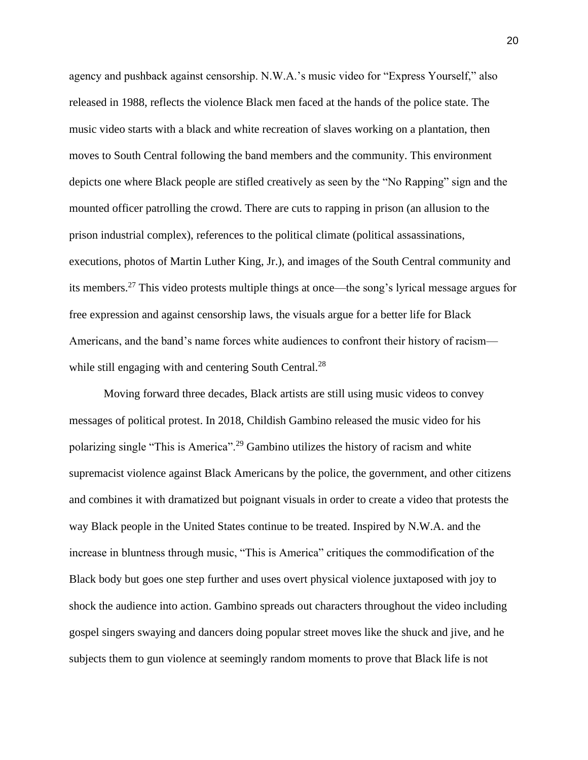agency and pushback against censorship. N.W.A.'s music video for "Express Yourself," also released in 1988, reflects the violence Black men faced at the hands of the police state. The music video starts with a black and white recreation of slaves working on a plantation, then moves to South Central following the band members and the community. This environment depicts one where Black people are stifled creatively as seen by the "No Rapping" sign and the mounted officer patrolling the crowd. There are cuts to rapping in prison (an allusion to the prison industrial complex), references to the political climate (political assassinations, executions, photos of Martin Luther King, Jr.), and images of the South Central community and its members.[27] This video protests multiple things at once—the song's lyrical message argues for free expression and against censorship laws, the visuals argue for a better life for Black Americans, and the band's name forces white audiences to confront their history of racism—while still engaging with and centering South Central.[28]

Moving forward three decades, Black artists are still using music videos to convey messages of political protest. In 2018, Childish Gambino released the music video for his polarizing single "This is America".[29] Gambino utilizes the history of racism and white supremacist violence against Black Americans by the police, the government, and other citizens and combines it with dramatized but poignant visuals in order to create a video that protests the way Black people in the United States continue to be treated. Inspired by N.W.A. and the increase in bluntness through music, "This is America" critiques the commodification of the Black body but goes one step further and uses overt physical violence juxtaposed with joy to shock the audience into action. Gambino spreads out characters throughout the video including gospel singers swaying and dancers doing popular street moves like the shuck and jive, and he subjects them to gun violence at seemingly random moments to prove that Black life is not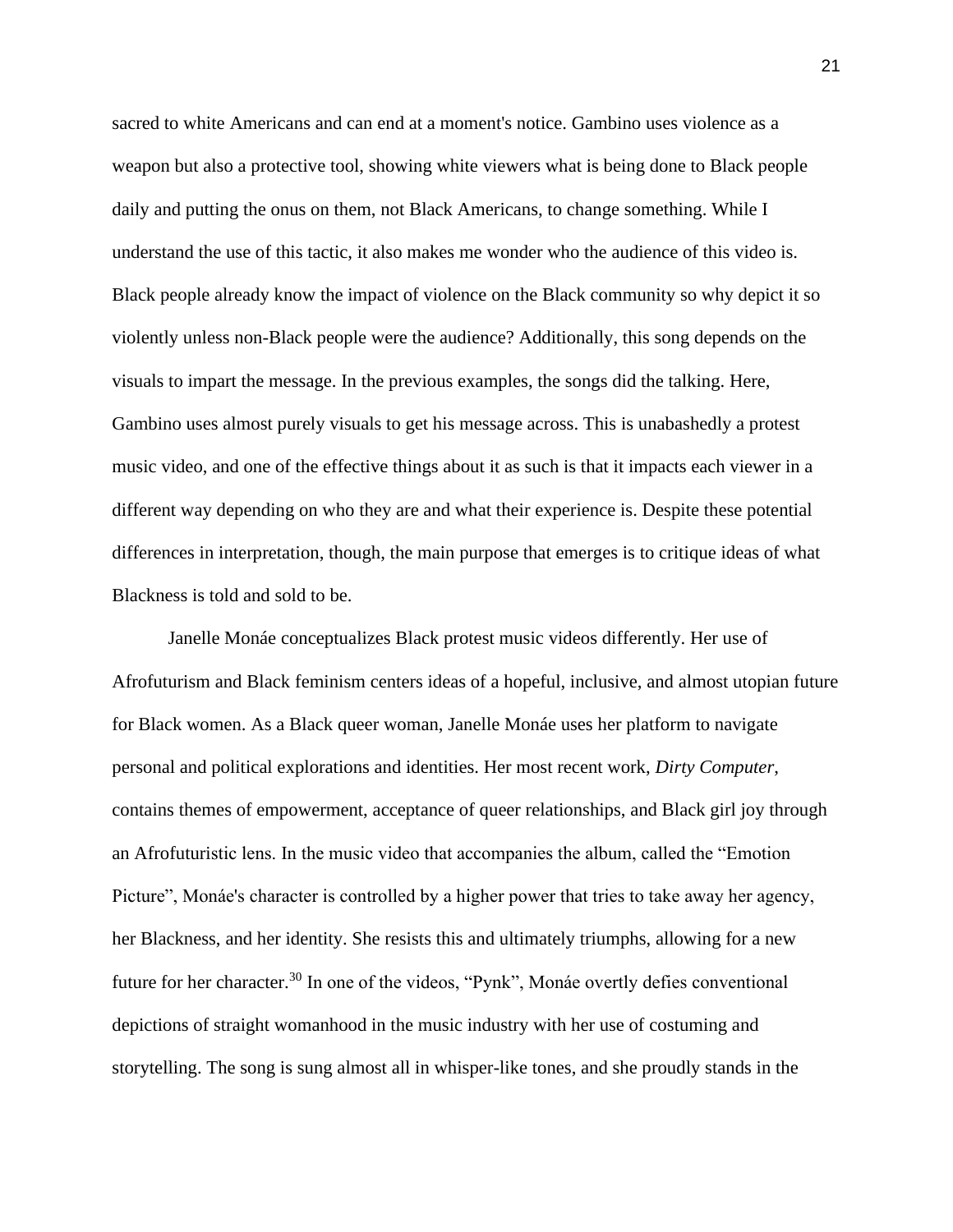sacred to white Americans and can end at a moment's notice. Gambino uses violence as a weapon but also a protective tool, showing white viewers what is being done to Black people daily and putting the onus on them, not Black Americans, to change something. While I understand the use of this tactic, it also makes me wonder who the audience of this video is. Black people already know the impact of violence on the Black community so why depict it so violently unless non-Black people were the audience? Additionally, this song depends on the visuals to impart the message. In the previous examples, the songs did the talking. Here, Gambino uses almost purely visuals to get his message across. This is unabashedly a protest music video, and one of the effective things about it as such is that it impacts each viewer in a different way depending on who they are and what their experience is. Despite these potential differences in interpretation, though, the main purpose that emerges is to critique ideas of what Blackness is told and sold to be.

Janelle Monáe conceptualizes Black protest music videos differently. Her use of Afrofuturism and Black feminism centers ideas of a hopeful, inclusive, and almost utopian future for Black women. As a Black queer woman, Janelle Monáe uses her platform to navigate personal and political explorations and identities. Her most recent work, *Dirty Computer*, contains themes of empowerment, acceptance of queer relationships, and Black girl joy through an Afrofuturistic lens. In the music video that accompanies the album, called the "Emotion Picture", Monáe's character is controlled by a higher power that tries to take away her agency, her Blackness, and her identity. She resists this and ultimately triumphs, allowing for a new future for her character.[30] In one of the videos, "Pynk", Monáe overtly defies conventional depictions of straight womanhood in the music industry with her use of costuming and storytelling. The song is sung almost all in whisper-like tones, and she proudly stands in the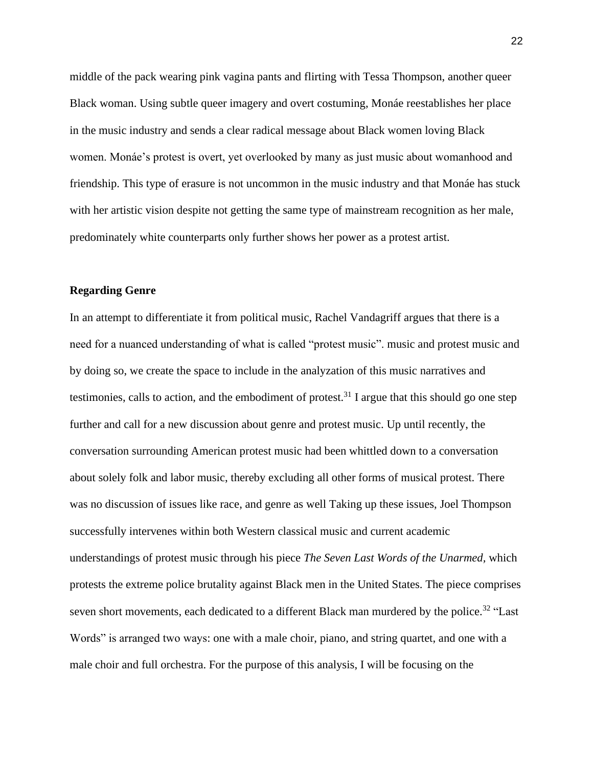middle of the pack wearing pink vagina pants and flirting with Tessa Thompson, another queer Black woman. Using subtle queer imagery and overt costuming, Monáe reestablishes her place in the music industry and sends a clear radical message about Black women loving Black women. Monáe's protest is overt, yet overlooked by many as just music about womanhood and friendship. This type of erasure is not uncommon in the music industry and that Monáe has stuck with her artistic vision despite not getting the same type of mainstream recognition as her male, predominately white counterparts only further shows her power as a protest artist.

### Regarding Genre

In an attempt to differentiate it from political music, Rachel Vandagriff argues that there is a need for a nuanced understanding of what is called "protest music". music and protest music and by doing so, we create the space to include in the analyzation of this music narratives and testimonies, calls to action, and the embodiment of protest.[31] I argue that this should go one step further and call for a new discussion about genre and protest music. Up until recently, the conversation surrounding American protest music had been whittled down to a conversation about solely folk and labor music, thereby excluding all other forms of musical protest. There was no discussion of issues like race, and genre as well Taking up these issues, Joel Thompson successfully intervenes within both Western classical music and current academic understandings of protest music through his piece *The Seven Last Words of the Unarmed,* which protests the extreme police brutality against Black men in the United States. The piece comprises seven short movements, each dedicated to a different Black man murdered by the police.[32] "Last Words" is arranged two ways: one with a male choir, piano, and string quartet, and one with a male choir and full orchestra. For the purpose of this analysis, I will be focusing on the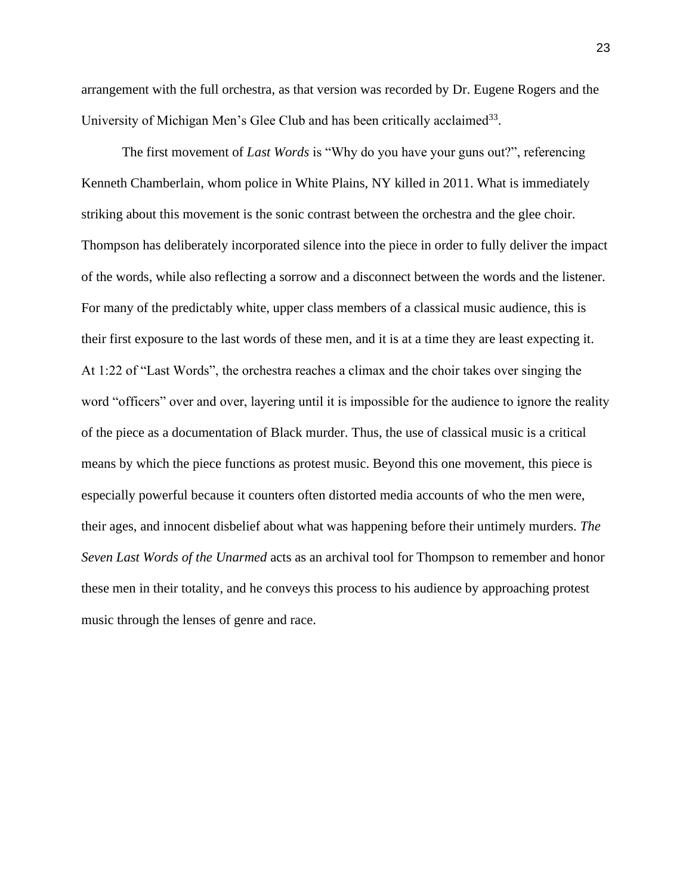arrangement with the full orchestra, as that version was recorded by Dr. Eugene Rogers and the University of Michigan Men's Glee Club and has been critically acclaimed[33].

The first movement of *Last Words* is "Why do you have your guns out?", referencing Kenneth Chamberlain, whom police in White Plains, NY killed in 2011. What is immediately striking about this movement is the sonic contrast between the orchestra and the glee choir. Thompson has deliberately incorporated silence into the piece in order to fully deliver the impact of the words, while also reflecting a sorrow and a disconnect between the words and the listener. For many of the predictably white, upper class members of a classical music audience, this is their first exposure to the last words of these men, and it is at a time they are least expecting it. At 1:22 of "Last Words", the orchestra reaches a climax and the choir takes over singing the word "officers" over and over, layering until it is impossible for the audience to ignore the reality of the piece as a documentation of Black murder. Thus, the use of classical music is a critical means by which the piece functions as protest music. Beyond this one movement, this piece is especially powerful because it counters often distorted media accounts of who the men were, their ages, and innocent disbelief about what was happening before their untimely murders. *The Seven Last Words of the Unarmed* acts as an archival tool for Thompson to remember and honor these men in their totality, and he conveys this process to his audience by approaching protest music through the lenses of genre and race.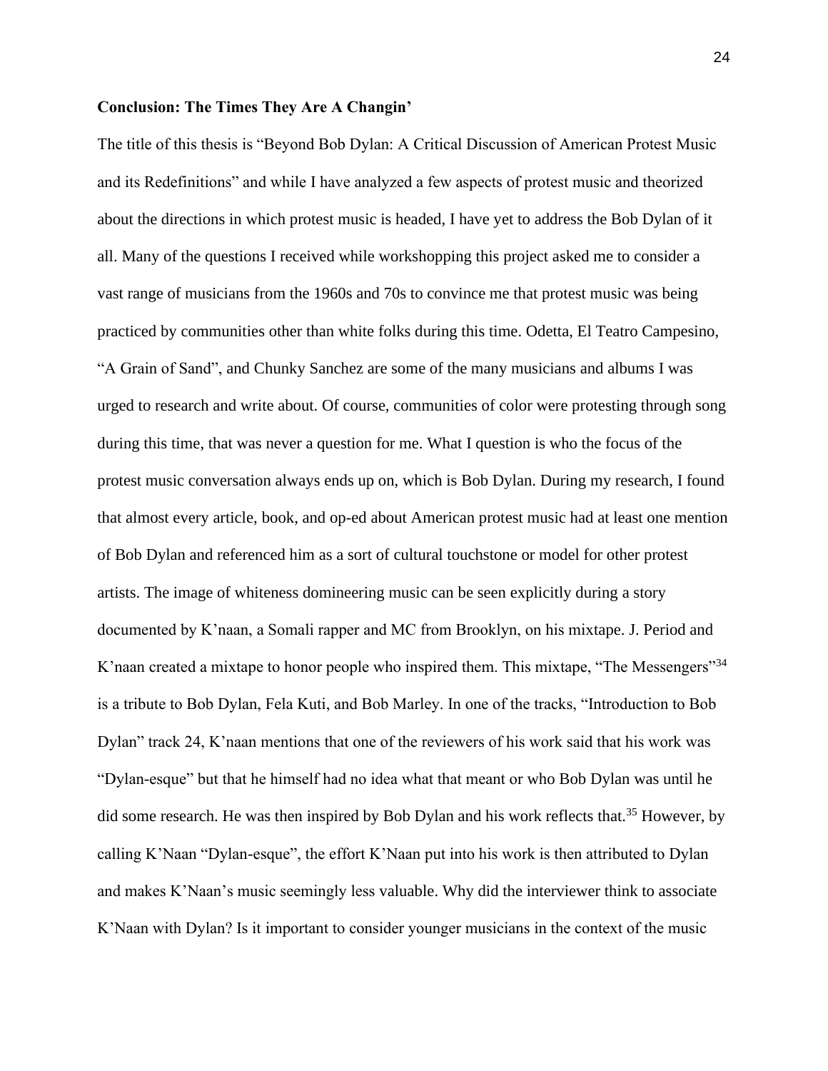**Conclusion: The Times They Are A Changin'**

The title of this thesis is "Beyond Bob Dylan: A Critical Discussion of American Protest Music and its Redefinitions" and while I have analyzed a few aspects of protest music and theorized about the directions in which protest music is headed, I have yet to address the Bob Dylan of it all. Many of the questions I received while workshopping this project asked me to consider a vast range of musicians from the 1960s and 70s to convince me that protest music was being practiced by communities other than white folks during this time. Odetta, El Teatro Campesino, "A Grain of Sand", and Chunky Sanchez are some of the many musicians and albums I was urged to research and write about. Of course, communities of color were protesting through song during this time, that was never a question for me. What I question is who the focus of the protest music conversation always ends up on, which is Bob Dylan. During my research, I found that almost every article, book, and op-ed about American protest music had at least one mention of Bob Dylan and referenced him as a sort of cultural touchstone or model for other protest artists. The image of whiteness domineering music can be seen explicitly during a story documented by K'naan, a Somali rapper and MC from Brooklyn, on his mixtape. J. Period and K'naan created a mixtape to honor people who inspired them. This mixtape, "The Messengers"[34] is a tribute to Bob Dylan, Fela Kuti, and Bob Marley. In one of the tracks, "Introduction to Bob Dylan" track 24, K'naan mentions that one of the reviewers of his work said that his work was "Dylan-esque" but that he himself had no idea what that meant or who Bob Dylan was until he did some research. He was then inspired by Bob Dylan and his work reflects that.[35] However, by calling K'Naan "Dylan-esque", the effort K'Naan put into his work is then attributed to Dylan and makes K'Naan's music seemingly less valuable. Why did the interviewer think to associate K'Naan with Dylan? Is it important to consider younger musicians in the context of the music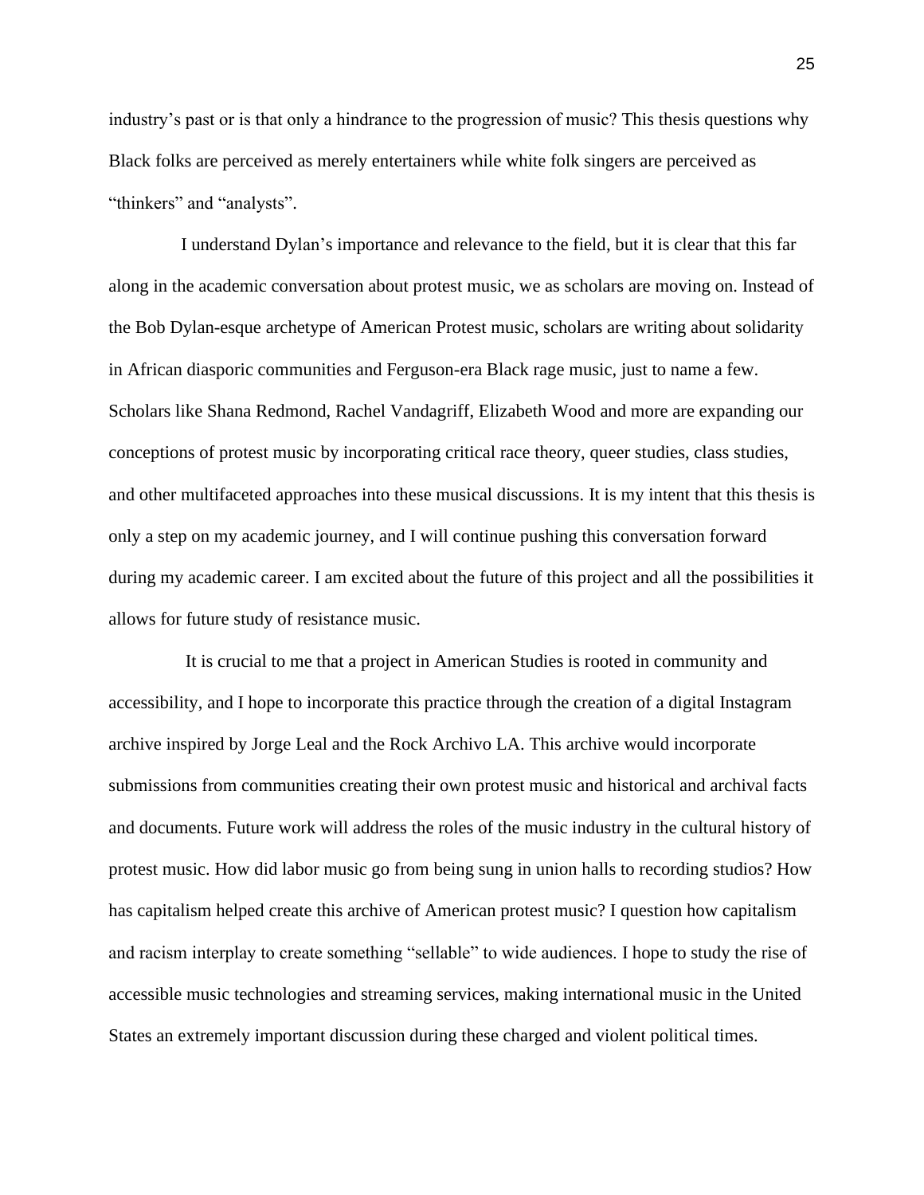industry's past or is that only a hindrance to the progression of music? This thesis questions why Black folks are perceived as merely entertainers while white folk singers are perceived as "thinkers" and "analysts".

I understand Dylan's importance and relevance to the field, but it is clear that this far along in the academic conversation about protest music, we as scholars are moving on. Instead of the Bob Dylan-esque archetype of American Protest music, scholars are writing about solidarity in African diasporic communities and Ferguson-era Black rage music, just to name a few. Scholars like Shana Redmond, Rachel Vandagriff, Elizabeth Wood and more are expanding our conceptions of protest music by incorporating critical race theory, queer studies, class studies, and other multifaceted approaches into these musical discussions. It is my intent that this thesis is only a step on my academic journey, and I will continue pushing this conversation forward during my academic career. I am excited about the future of this project and all the possibilities it allows for future study of resistance music.

It is crucial to me that a project in American Studies is rooted in community and accessibility, and I hope to incorporate this practice through the creation of a digital Instagram archive inspired by Jorge Leal and the Rock Archivo LA. This archive would incorporate submissions from communities creating their own protest music and historical and archival facts and documents. Future work will address the roles of the music industry in the cultural history of protest music. How did labor music go from being sung in union halls to recording studios? How has capitalism helped create this archive of American protest music? I question how capitalism and racism interplay to create something "sellable" to wide audiences. I hope to study the rise of accessible music technologies and streaming services, making international music in the United States an extremely important discussion during these charged and violent political times.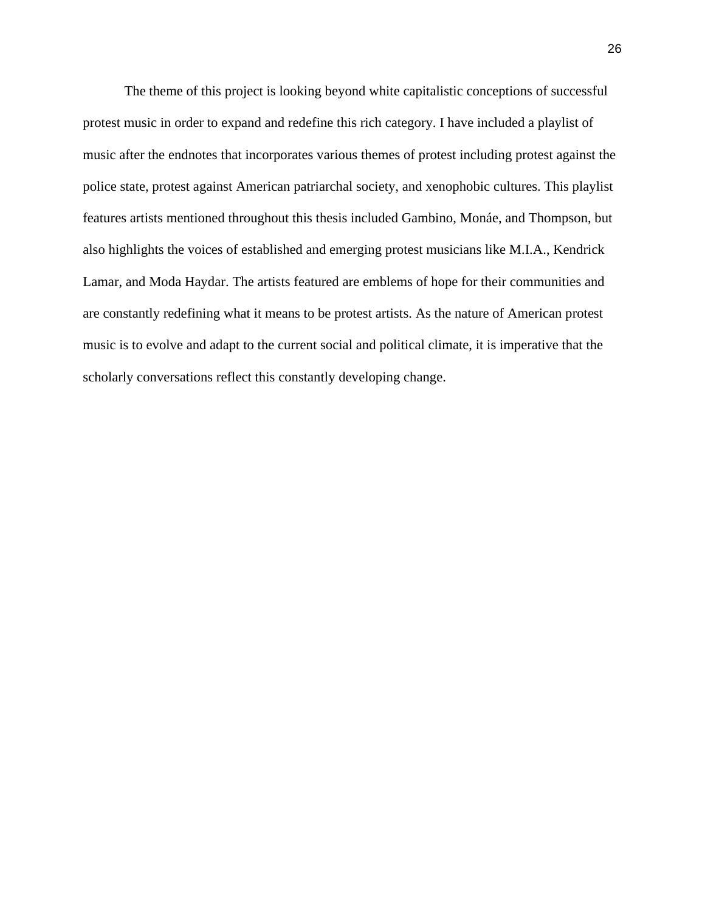The theme of this project is looking beyond white capitalistic conceptions of successful protest music in order to expand and redefine this rich category. I have included a playlist of music after the endnotes that incorporates various themes of protest including protest against the police state, protest against American patriarchal society, and xenophobic cultures. This playlist features artists mentioned throughout this thesis included Gambino, Monáe, and Thompson, but also highlights the voices of established and emerging protest musicians like M.I.A., Kendrick Lamar, and Moda Haydar. The artists featured are emblems of hope for their communities and are constantly redefining what it means to be protest artists. As the nature of American protest music is to evolve and adapt to the current social and political climate, it is imperative that the scholarly conversations reflect this constantly developing change.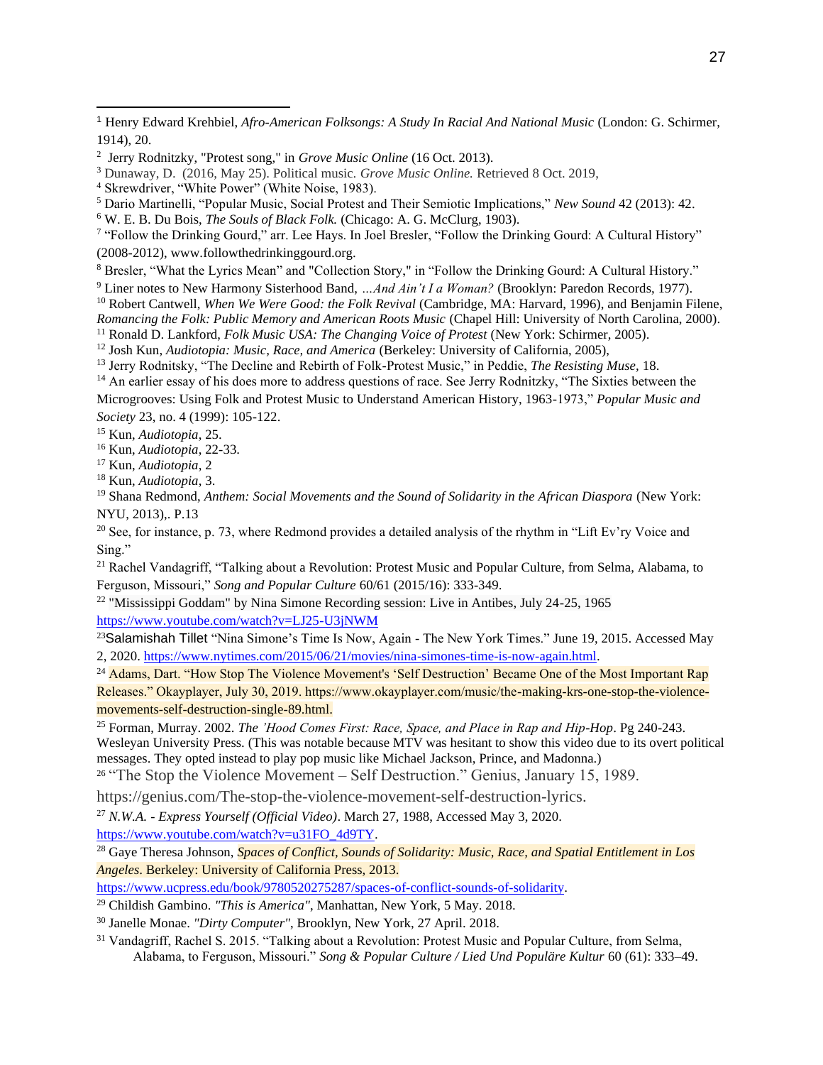[1] Henry Edward Krehbiel, *Afro-American Folksongs: A Study In Racial And National Music* (London: G. Schirmer, 1914), 20.

[2] Jerry Rodnitzky, "Protest song," in *Grove Music Online* (16 Oct. 2013).

[3] Dunaway, D. (2016, May 25). Political music. *Grove Music Online.* Retrieved 8 Oct. 2019,

[4] Skrewdriver, "White Power" (White Noise, 1983).

[5] Dario Martinelli, "Popular Music, Social Protest and Their Semiotic Implications," *New Sound* 42 (2013): 42.

[6] W. E. B. Du Bois, *The Souls of Black Folk.* (Chicago: A. G. McClurg, 1903).

[7] "Follow the Drinking Gourd," arr. Lee Hays. In Joel Bresler, "Follow the Drinking Gourd: A Cultural History" (2008-2012), www.followthedrinkinggourd.org.

[8] Bresler, "What the Lyrics Mean" and "Collection Story," in "Follow the Drinking Gourd: A Cultural History."

[9] Liner notes to New Harmony Sisterhood Band, *...And Ain't I a Woman?* (Brooklyn: Paredon Records, 1977).

[10] Robert Cantwell, *When We Were Good: the Folk Revival* (Cambridge, MA: Harvard, 1996), and Benjamin Filene, *Romancing the Folk: Public Memory and American Roots Music* (Chapel Hill: University of North Carolina, 2000).

[11] Ronald D. Lankford, *Folk Music USA: The Changing Voice of Protest* (New York: Schirmer, 2005).

[12] Josh Kun, *Audiotopia: Music, Race, and America* (Berkeley: University of California, 2005),

[13] Jerry Rodnitsky, "The Decline and Rebirth of Folk-Protest Music," in Peddie, *The Resisting Muse*, 18.

[14] An earlier essay of his does more to address questions of race. See Jerry Rodnitzky, "The Sixties between the Microgrooves: Using Folk and Protest Music to Understand American History, 1963-1973," *Popular Music and Society* 23, no. 4 (1999): 105-122.

[15] Kun, *Audiotopia*, 25.

[16] Kun, *Audiotopia*, 22-33.

[17] Kun, *Audiotopia*, 2

[18] Kun, *Audiotopia*, 3.

[19] Shana Redmond, *Anthem: Social Movements and the Sound of Solidarity in the African Diaspora* (New York: NYU, 2013),. P.13

[20] See, for instance, p. 73, where Redmond provides a detailed analysis of the rhythm in "Lift Ev'ry Voice and Sing."

[21] Rachel Vandagriff, "Talking about a Revolution: Protest Music and Popular Culture, from Selma, Alabama, to Ferguson, Missouri," *Song and Popular Culture* 60/61 (2015/16): 333-349.

[22] "Mississippi Goddam" by Nina Simone Recording session: Live in Antibes, July 24-25, 1965 https://www.youtube.com/watch?v=LJ25-U3jNWM

[23] Salamishah Tillet "Nina Simone's Time Is Now, Again - The New York Times." June 19, 2015. Accessed May 2, 2020. https://www.nytimes.com/2015/06/21/movies/nina-simones-time-is-now-again.html.

[24] Adams, Dart. "How Stop The Violence Movement's 'Self Destruction' Became One of the Most Important Rap Releases." Okayplayer, July 30, 2019. https://www.okayplayer.com/music/the-making-krs-one-stop-the-violence-movements-self-destruction-single-89.html.

[25] Forman, Murray. 2002. *The 'Hood Comes First: Race, Space, and Place in Rap and Hip-Hop*. Pg 240-243. Wesleyan University Press. (This was notable because MTV was hesitant to show this video due to its overt political messages. They opted instead to play pop music like Michael Jackson, Prince, and Madonna.)

[26] "The Stop the Violence Movement – Self Destruction." Genius, January 15, 1989. https://genius.com/The-stop-the-violence-movement-self-destruction-lyrics.

[27] *N.W.A. - Express Yourself (Official Video)*. March 27, 1988, Accessed May 3, 2020. https://www.youtube.com/watch?v=u31FO_4d9TY.

[28] Gaye Theresa Johnson, *Spaces of Conflict, Sounds of Solidarity: Music, Race, and Spatial Entitlement in Los Angeles*. Berkeley: University of California Press, 2013. https://www.ucpress.edu/book/9780520275287/spaces-of-conflict-sounds-of-solidarity.

[29] Childish Gambino. *"This is America"*, Manhattan, New York, 5 May. 2018.

[30] Janelle Monae. *"Dirty Computer"*, Brooklyn, New York, 27 April. 2018.

[31] Vandagriff, Rachel S. 2015. "Talking about a Revolution: Protest Music and Popular Culture, from Selma, Alabama, to Ferguson, Missouri." *Song & Popular Culture / Lied Und Populäre Kultur* 60 (61): 333–49.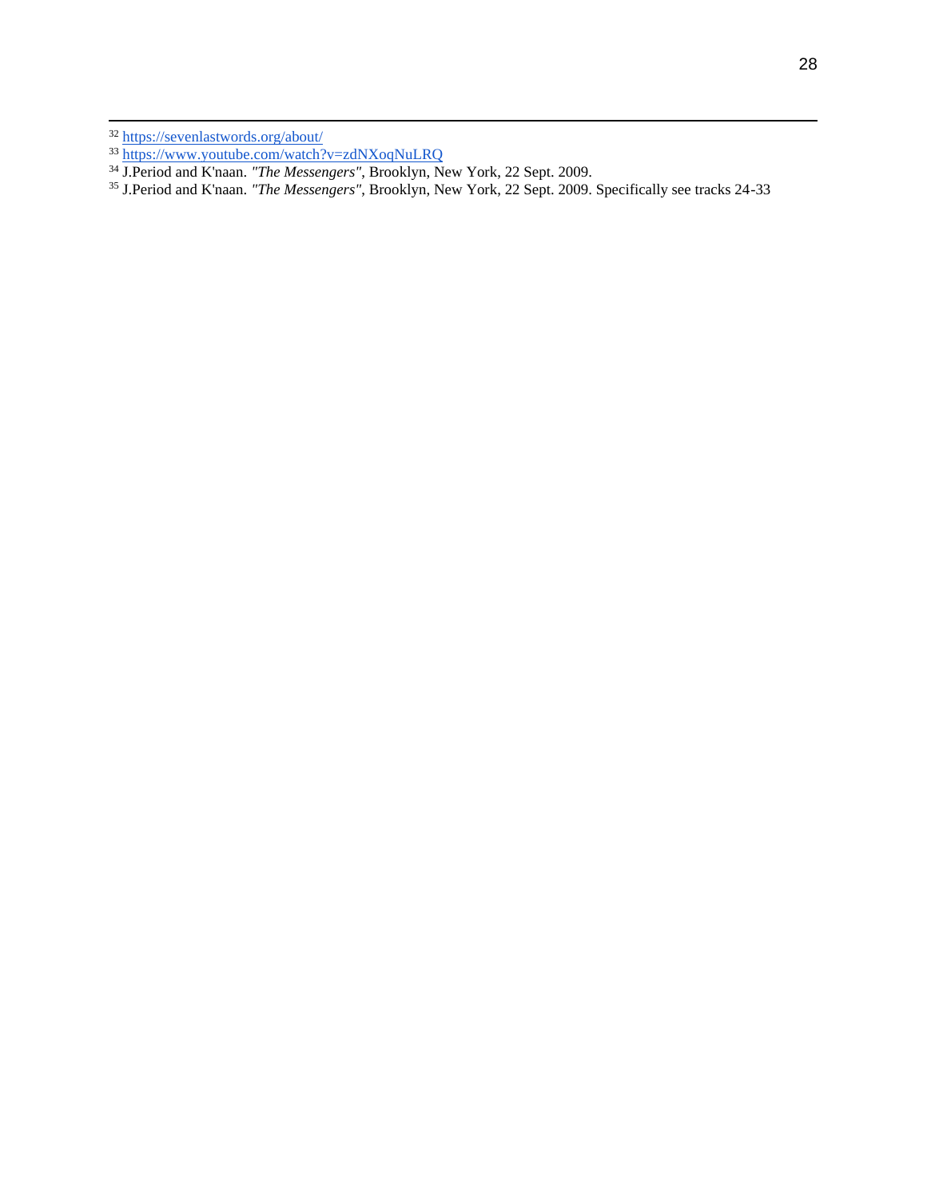[32] https://sevenlastwords.org/about/

[33] https://www.youtube.com/watch?v=zdNXoqNuLRQ

[34] J.Period and K'naan. *"The Messengers"*, Brooklyn, New York, 22 Sept. 2009.

[35] J.Period and K'naan. *"The Messengers"*, Brooklyn, New York, 22 Sept. 2009. Specifically see tracks 24-33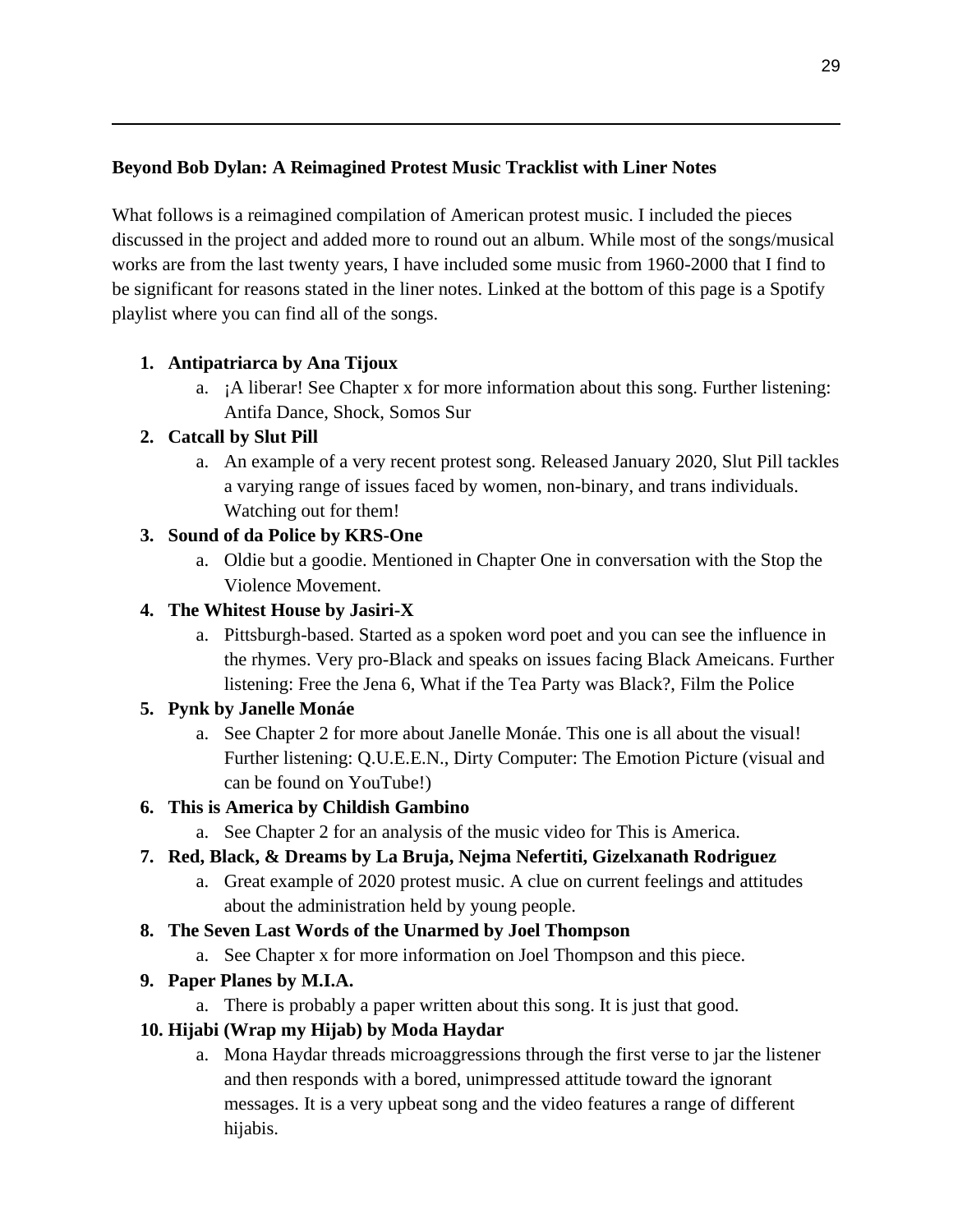**Beyond Bob Dylan: A Reimagined Protest Music Tracklist with Liner Notes**

What follows is a reimagined compilation of American protest music. I included the pieces discussed in the project and added more to round out an album. While most of the songs/musical works are from the last twenty years, I have included some music from 1960-2000 that I find to be significant for reasons stated in the liner notes. Linked at the bottom of this page is a Spotify playlist where you can find all of the songs.

1. **Antipatriarca by Ana Tijoux**
    a. ¡A liberar! See Chapter x for more information about this song. Further listening: Antifa Dance, Shock, Somos Sur
2. **Catcall by Slut Pill**
    a. An example of a very recent protest song. Released January 2020, Slut Pill tackles a varying range of issues faced by women, non-binary, and trans individuals. Watching out for them!
3. **Sound of da Police by KRS-One**
    a. Oldie but a goodie. Mentioned in Chapter One in conversation with the Stop the Violence Movement.
4. **The Whitest House by Jasiri-X**
    a. Pittsburgh-based. Started as a spoken word poet and you can see the influence in the rhymes. Very pro-Black and speaks on issues facing Black Ameicans. Further listening: Free the Jena 6, What if the Tea Party was Black?, Film the Police
5. **Pynk by Janelle Monáe**
    a. See Chapter 2 for more about Janelle Monáe. This one is all about the visual! Further listening: Q.U.E.E.N., Dirty Computer: The Emotion Picture (visual and can be found on YouTube!)
6. **This is America by Childish Gambino**
    a. See Chapter 2 for an analysis of the music video for This is America.
7. **Red, Black, & Dreams by La Bruja, Nejma Nefertiti, Gizelxanath Rodriguez**
    a. Great example of 2020 protest music. A clue on current feelings and attitudes about the administration held by young people.
8. **The Seven Last Words of the Unarmed by Joel Thompson**
    a. See Chapter x for more information on Joel Thompson and this piece.
9. **Paper Planes by M.I.A.**
    a. There is probably a paper written about this song. It is just that good.
10. **Hijabi (Wrap my Hijab) by Moda Haydar**
    a. Mona Haydar threads microaggressions through the first verse to jar the listener and then responds with a bored, unimpressed attitude toward the ignorant messages. It is a very upbeat song and the video features a range of different hijabis.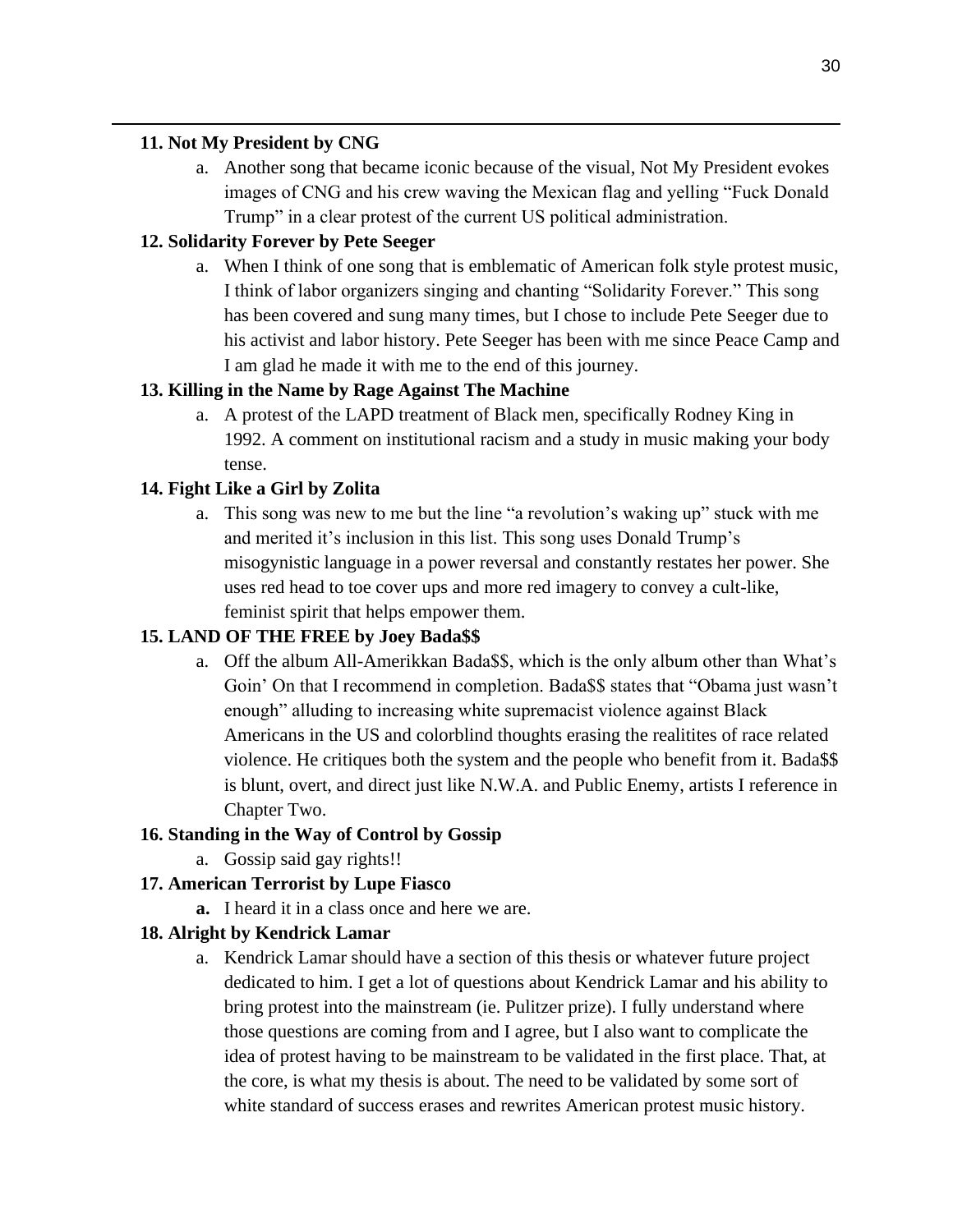**11. Not My President by CNG**

a. Another song that became iconic because of the visual, Not My President evokes images of CNG and his crew waving the Mexican flag and yelling "Fuck Donald Trump" in a clear protest of the current US political administration.

**12. Solidarity Forever by Pete Seeger**

a. When I think of one song that is emblematic of American folk style protest music, I think of labor organizers singing and chanting "Solidarity Forever." This song has been covered and sung many times, but I chose to include Pete Seeger due to his activist and labor history. Pete Seeger has been with me since Peace Camp and I am glad he made it with me to the end of this journey.

**13. Killing in the Name by Rage Against The Machine**

a. A protest of the LAPD treatment of Black men, specifically Rodney King in 1992. A comment on institutional racism and a study in music making your body tense.

**14. Fight Like a Girl by Zolita**

a. This song was new to me but the line "a revolution's waking up" stuck with me and merited it's inclusion in this list. This song uses Donald Trump's misogynistic language in a power reversal and constantly restates her power. She uses red head to toe cover ups and more red imagery to convey a cult-like, feminist spirit that helps empower them.

**15. LAND OF THE FREE by Joey Bada$$**

a. Off the album All-Amerikkan Bada$$, which is the only album other than What's Goin' On that I recommend in completion. Bada$$ states that "Obama just wasn't enough" alluding to increasing white supremacist violence against Black Americans in the US and colorblind thoughts erasing the realitites of race related violence. He critiques both the system and the people who benefit from it. Bada$$ is blunt, overt, and direct just like N.W.A. and Public Enemy, artists I reference in Chapter Two.

**16. Standing in the Way of Control by Gossip**

a. Gossip said gay rights!!

**17. American Terrorist by Lupe Fiasco**

**a.** I heard it in a class once and here we are.

**18. Alright by Kendrick Lamar**

a. Kendrick Lamar should have a section of this thesis or whatever future project dedicated to him. I get a lot of questions about Kendrick Lamar and his ability to bring protest into the mainstream (ie. Pulitzer prize). I fully understand where those questions are coming from and I agree, but I also want to complicate the idea of protest having to be mainstream to be validated in the first place. That, at the core, is what my thesis is about. The need to be validated by some sort of white standard of success erases and rewrites American protest music history.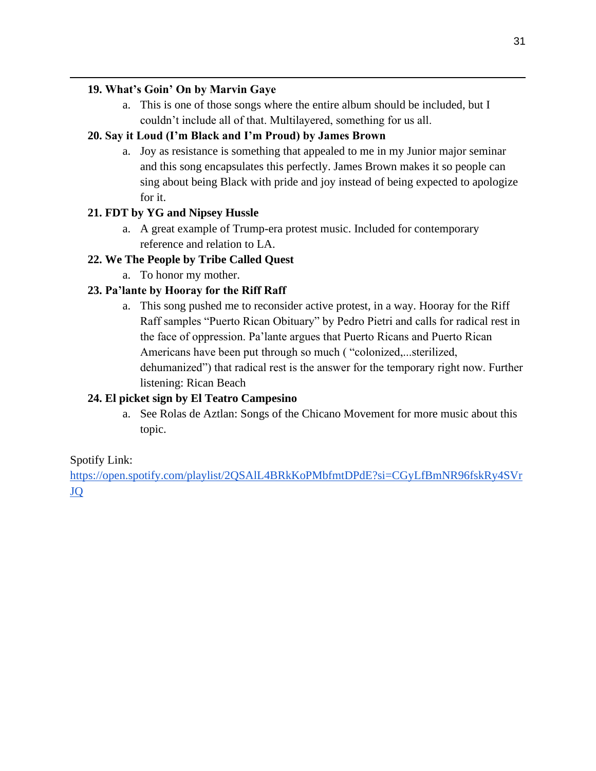**19. What's Goin' On by Marvin Gaye**

a. This is one of those songs where the entire album should be included, but I couldn't include all of that. Multilayered, something for us all.

**20. Say it Loud (I'm Black and I'm Proud) by James Brown**

a. Joy as resistance is something that appealed to me in my Junior major seminar and this song encapsulates this perfectly. James Brown makes it so people can sing about being Black with pride and joy instead of being expected to apologize for it.

**21. FDT by YG and Nipsey Hussle**

a. A great example of Trump-era protest music. Included for contemporary reference and relation to LA.

**22. We The People by Tribe Called Quest**

a. To honor my mother.

**23. Pa'lante by Hooray for the Riff Raff**

a. This song pushed me to reconsider active protest, in a way. Hooray for the Riff Raff samples "Puerto Rican Obituary" by Pedro Pietri and calls for radical rest in the face of oppression. Pa'lante argues that Puerto Ricans and Puerto Rican Americans have been put through so much ( "colonized,...sterilized, dehumanized") that radical rest is the answer for the temporary right now. Further listening: Rican Beach

**24. El picket sign by El Teatro Campesino**

a. See Rolas de Aztlan: Songs of the Chicano Movement for more music about this topic.

Spotify Link:
[https://open.spotify.com/playlist/2QSAlL4BRkKoPMbfmtDPdE?si=CGyLfBmNR96fskRy4SVrJQ](https://open.spotify.com/playlist/2QSAlL4BRkKoPMbfmtDPdE?si=CGyLfBmNR96fskRy4SVrJQ)